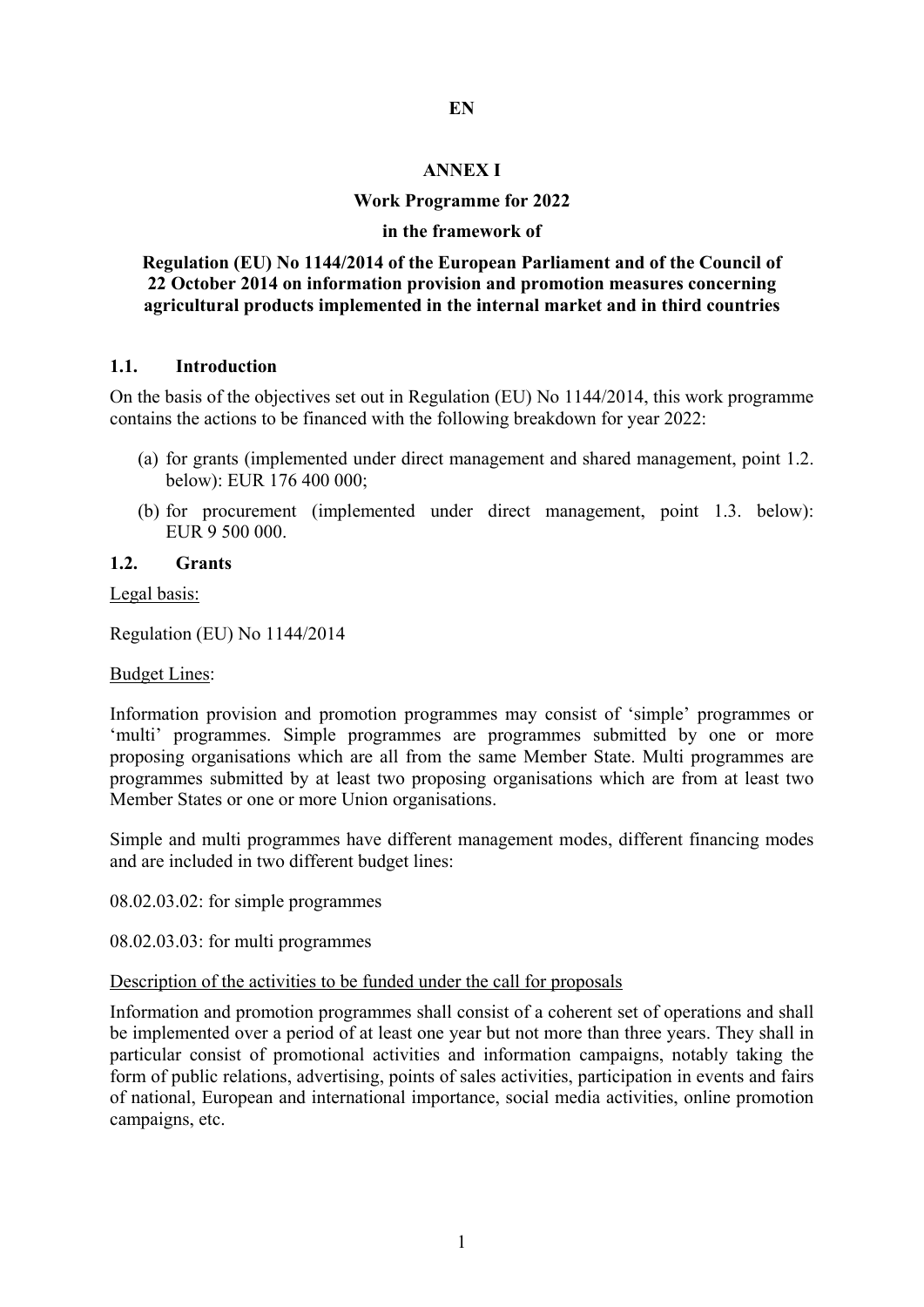EN

# ANNEX I

## Work Programme for 2022

### in the framework of

### Regulation (EU) No 1144/2014 of the European Parliament and of the Council of 22 October 2014 on information provision and promotion measures concerning agricultural products implemented in the internal market and in third countries

## 1.1. Introduction

On the basis of the objectives set out in Regulation (EU) No 1144/2014, this work programme contains the actions to be financed with the following breakdown for year 2022:

(a) for grants (implemented under direct management and shared management, point 1.2. below): EUR 176 400 000;

(b) for procurement (implemented under direct management, point 1.3. below): EUR 9 500 000.

## 1.2. Grants

<u>Legal basis:</u>

Regulation (EU) No 1144/2014

<u>Budget Lines</u>:

Information provision and promotion programmes may consist of 'simple' programmes or 'multi' programmes. Simple programmes are programmes submitted by one or more proposing organisations which are all from the same Member State. Multi programmes are programmes submitted by at least two proposing organisations which are from at least two Member States or one or more Union organisations.

Simple and multi programmes have different management modes, different financing modes and are included in two different budget lines:

08.02.03.02: for simple programmes

08.02.03.03: for multi programmes

<u>Description of the activities to be funded under the call for proposals</u>

Information and promotion programmes shall consist of a coherent set of operations and shall be implemented over a period of at least one year but not more than three years. They shall in particular consist of promotional activities and information campaigns, notably taking the form of public relations, advertising, points of sales activities, participation in events and fairs of national, European and international importance, social media activities, online promotion campaigns, etc.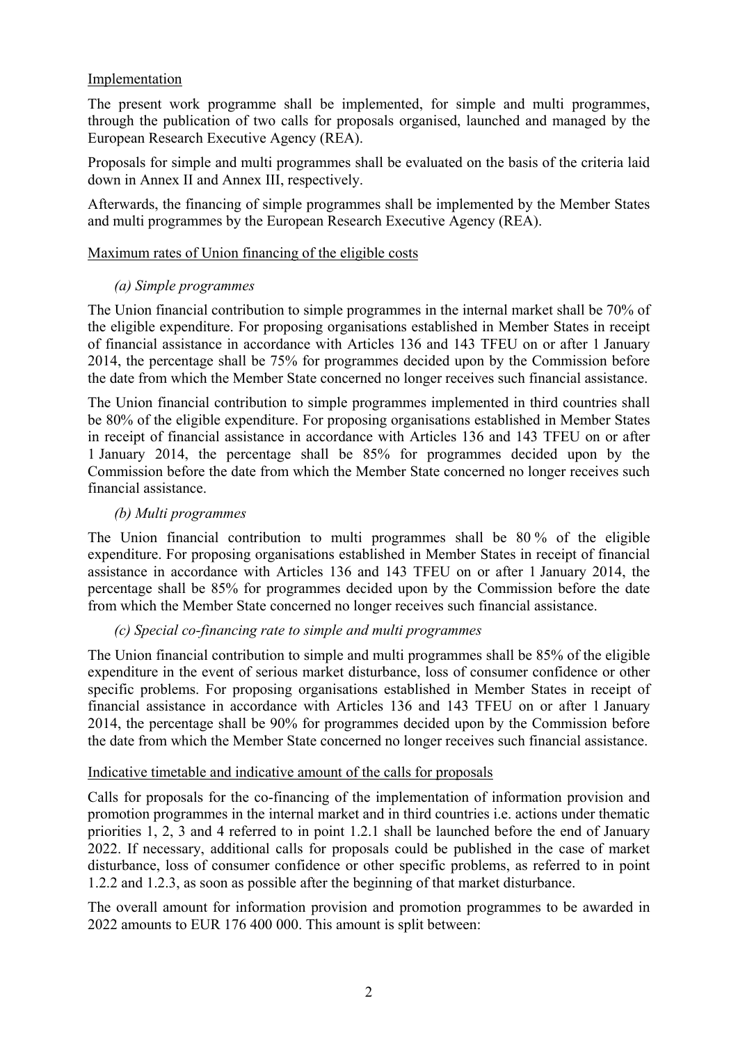Implementation

The present work programme shall be implemented, for simple and multi programmes, through the publication of two calls for proposals organised, launched and managed by the European Research Executive Agency (REA).

Proposals for simple and multi programmes shall be evaluated on the basis of the criteria laid down in Annex II and Annex III, respectively.

Afterwards, the financing of simple programmes shall be implemented by the Member States and multi programmes by the European Research Executive Agency (REA).

Maximum rates of Union financing of the eligible costs

*(a) Simple programmes*

The Union financial contribution to simple programmes in the internal market shall be 70% of the eligible expenditure. For proposing organisations established in Member States in receipt of financial assistance in accordance with Articles 136 and 143 TFEU on or after 1 January 2014, the percentage shall be 75% for programmes decided upon by the Commission before the date from which the Member State concerned no longer receives such financial assistance.

The Union financial contribution to simple programmes implemented in third countries shall be 80% of the eligible expenditure. For proposing organisations established in Member States in receipt of financial assistance in accordance with Articles 136 and 143 TFEU on or after 1 January 2014, the percentage shall be 85% for programmes decided upon by the Commission before the date from which the Member State concerned no longer receives such financial assistance.

*(b) Multi programmes*

The Union financial contribution to multi programmes shall be 80 % of the eligible expenditure. For proposing organisations established in Member States in receipt of financial assistance in accordance with Articles 136 and 143 TFEU on or after 1 January 2014, the percentage shall be 85% for programmes decided upon by the Commission before the date from which the Member State concerned no longer receives such financial assistance.

*(c) Special co-financing rate to simple and multi programmes*

The Union financial contribution to simple and multi programmes shall be 85% of the eligible expenditure in the event of serious market disturbance, loss of consumer confidence or other specific problems. For proposing organisations established in Member States in receipt of financial assistance in accordance with Articles 136 and 143 TFEU on or after 1 January 2014, the percentage shall be 90% for programmes decided upon by the Commission before the date from which the Member State concerned no longer receives such financial assistance.

Indicative timetable and indicative amount of the calls for proposals

Calls for proposals for the co-financing of the implementation of information provision and promotion programmes in the internal market and in third countries i.e. actions under thematic priorities 1, 2, 3 and 4 referred to in point 1.2.1 shall be launched before the end of January 2022. If necessary, additional calls for proposals could be published in the case of market disturbance, loss of consumer confidence or other specific problems, as referred to in point 1.2.2 and 1.2.3, as soon as possible after the beginning of that market disturbance.

The overall amount for information provision and promotion programmes to be awarded in 2022 amounts to EUR 176 400 000. This amount is split between: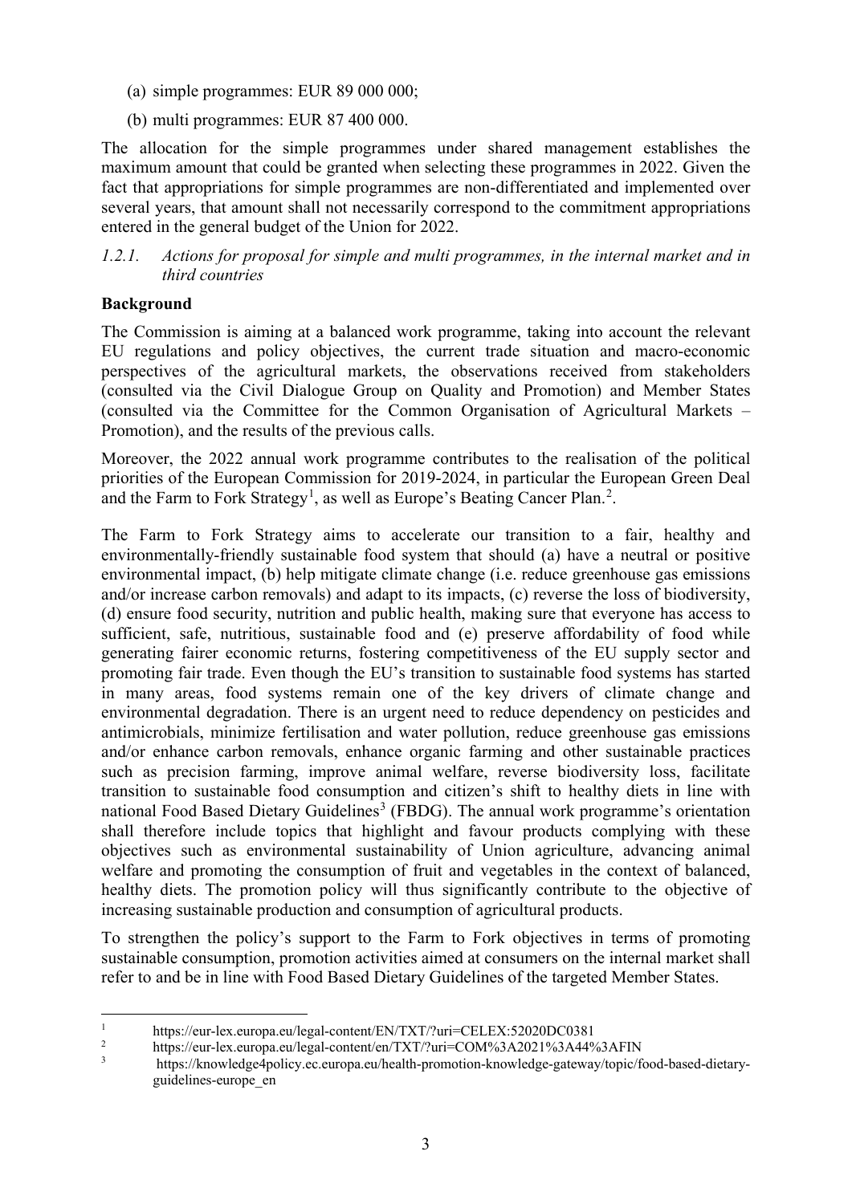(a) simple programmes: EUR 89 000 000;

(b) multi programmes: EUR 87 400 000.

The allocation for the simple programmes under shared management establishes the maximum amount that could be granted when selecting these programmes in 2022. Given the fact that appropriations for simple programmes are non-differentiated and implemented over several years, that amount shall not necessarily correspond to the commitment appropriations entered in the general budget of the Union for 2022.

### *1.2.1. Actions for proposal for simple and multi programmes, in the internal market and in third countries*

**Background**

The Commission is aiming at a balanced work programme, taking into account the relevant EU regulations and policy objectives, the current trade situation and macro-economic perspectives of the agricultural markets, the observations received from stakeholders (consulted via the Civil Dialogue Group on Quality and Promotion) and Member States (consulted via the Committee for the Common Organisation of Agricultural Markets – Promotion), and the results of the previous calls.

Moreover, the 2022 annual work programme contributes to the realisation of the political priorities of the European Commission for 2019-2024, in particular the European Green Deal and the Farm to Fork Strategy[1], as well as Europe's Beating Cancer Plan.[2].

The Farm to Fork Strategy aims to accelerate our transition to a fair, healthy and environmentally-friendly sustainable food system that should (a) have a neutral or positive environmental impact, (b) help mitigate climate change (i.e. reduce greenhouse gas emissions and/or increase carbon removals) and adapt to its impacts, (c) reverse the loss of biodiversity, (d) ensure food security, nutrition and public health, making sure that everyone has access to sufficient, safe, nutritious, sustainable food and (e) preserve affordability of food while generating fairer economic returns, fostering competitiveness of the EU supply sector and promoting fair trade. Even though the EU's transition to sustainable food systems has started in many areas, food systems remain one of the key drivers of climate change and environmental degradation. There is an urgent need to reduce dependency on pesticides and antimicrobials, minimize fertilisation and water pollution, reduce greenhouse gas emissions and/or enhance carbon removals, enhance organic farming and other sustainable practices such as precision farming, improve animal welfare, reverse biodiversity loss, facilitate transition to sustainable food consumption and citizen's shift to healthy diets in line with national Food Based Dietary Guidelines[3] (FBDG). The annual work programme's orientation shall therefore include topics that highlight and favour products complying with these objectives such as environmental sustainability of Union agriculture, advancing animal welfare and promoting the consumption of fruit and vegetables in the context of balanced, healthy diets. The promotion policy will thus significantly contribute to the objective of increasing sustainable production and consumption of agricultural products.

To strengthen the policy's support to the Farm to Fork objectives in terms of promoting sustainable consumption, promotion activities aimed at consumers on the internal market shall refer to and be in line with Food Based Dietary Guidelines of the targeted Member States.

---

[1] https://eur-lex.europa.eu/legal-content/EN/TXT/?uri=CELEX:52020DC0381

[2] https://eur-lex.europa.eu/legal-content/en/TXT/?uri=COM%3A2021%3A44%3AFIN

[3] https://knowledge4policy.ec.europa.eu/health-promotion-knowledge-gateway/topic/food-based-dietary-guidelines-europe_en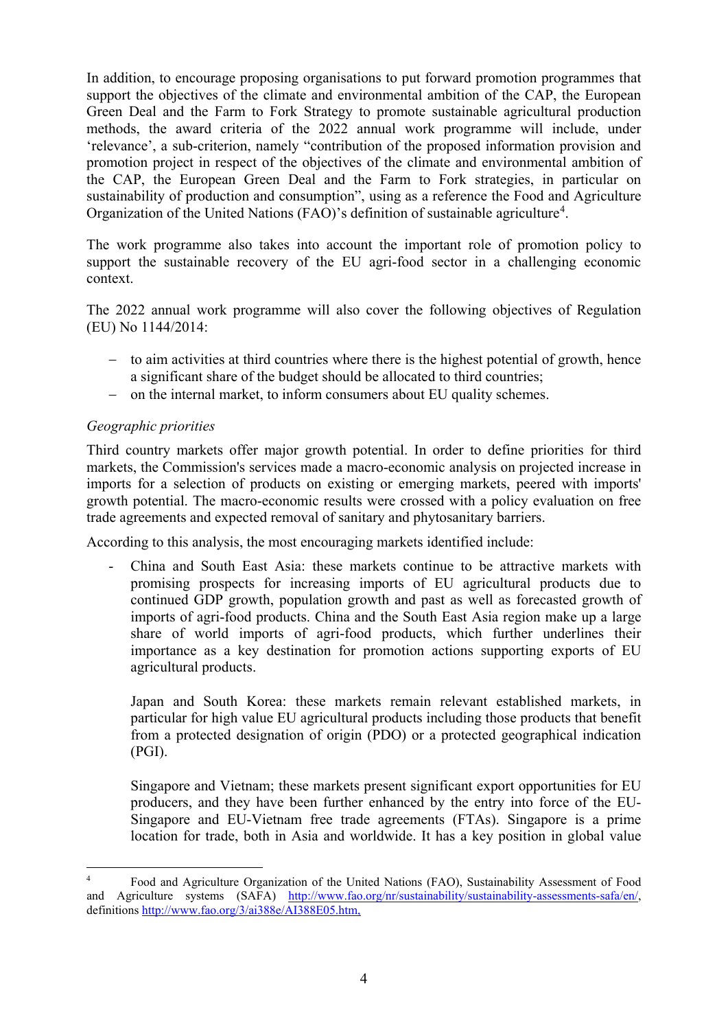In addition, to encourage proposing organisations to put forward promotion programmes that support the objectives of the climate and environmental ambition of the CAP, the European Green Deal and the Farm to Fork Strategy to promote sustainable agricultural production methods, the award criteria of the 2022 annual work programme will include, under 'relevance', a sub-criterion, namely "contribution of the proposed information provision and promotion project in respect of the objectives of the climate and environmental ambition of the CAP, the European Green Deal and the Farm to Fork strategies, in particular on sustainability of production and consumption", using as a reference the Food and Agriculture Organization of the United Nations (FAO)'s definition of sustainable agriculture[4].

The work programme also takes into account the important role of promotion policy to support the sustainable recovery of the EU agri-food sector in a challenging economic context.

The 2022 annual work programme will also cover the following objectives of Regulation (EU) No 1144/2014:

- to aim activities at third countries where there is the highest potential of growth, hence a significant share of the budget should be allocated to third countries;
- on the internal market, to inform consumers about EU quality schemes.

*Geographic priorities*

Third country markets offer major growth potential. In order to define priorities for third markets, the Commission's services made a macro-economic analysis on projected increase in imports for a selection of products on existing or emerging markets, peered with imports' growth potential. The macro-economic results were crossed with a policy evaluation on free trade agreements and expected removal of sanitary and phytosanitary barriers.

According to this analysis, the most encouraging markets identified include:

- China and South East Asia: these markets continue to be attractive markets with promising prospects for increasing imports of EU agricultural products due to continued GDP growth, population growth and past as well as forecasted growth of imports of agri-food products. China and the South East Asia region make up a large share of world imports of agri-food products, which further underlines their importance as a key destination for promotion actions supporting exports of EU agricultural products.

  Japan and South Korea: these markets remain relevant established markets, in particular for high value EU agricultural products including those products that benefit from a protected designation of origin (PDO) or a protected geographical indication (PGI).

  Singapore and Vietnam; these markets present significant export opportunities for EU producers, and they have been further enhanced by the entry into force of the EU-Singapore and EU-Vietnam free trade agreements (FTAs). Singapore is a prime location for trade, both in Asia and worldwide. It has a key position in global value

[4] Food and Agriculture Organization of the United Nations (FAO), Sustainability Assessment of Food and Agriculture systems (SAFA) http://www.fao.org/nr/sustainability/sustainability-assessments-safa/en/, definitions http://www.fao.org/3/ai388e/AI388E05.htm,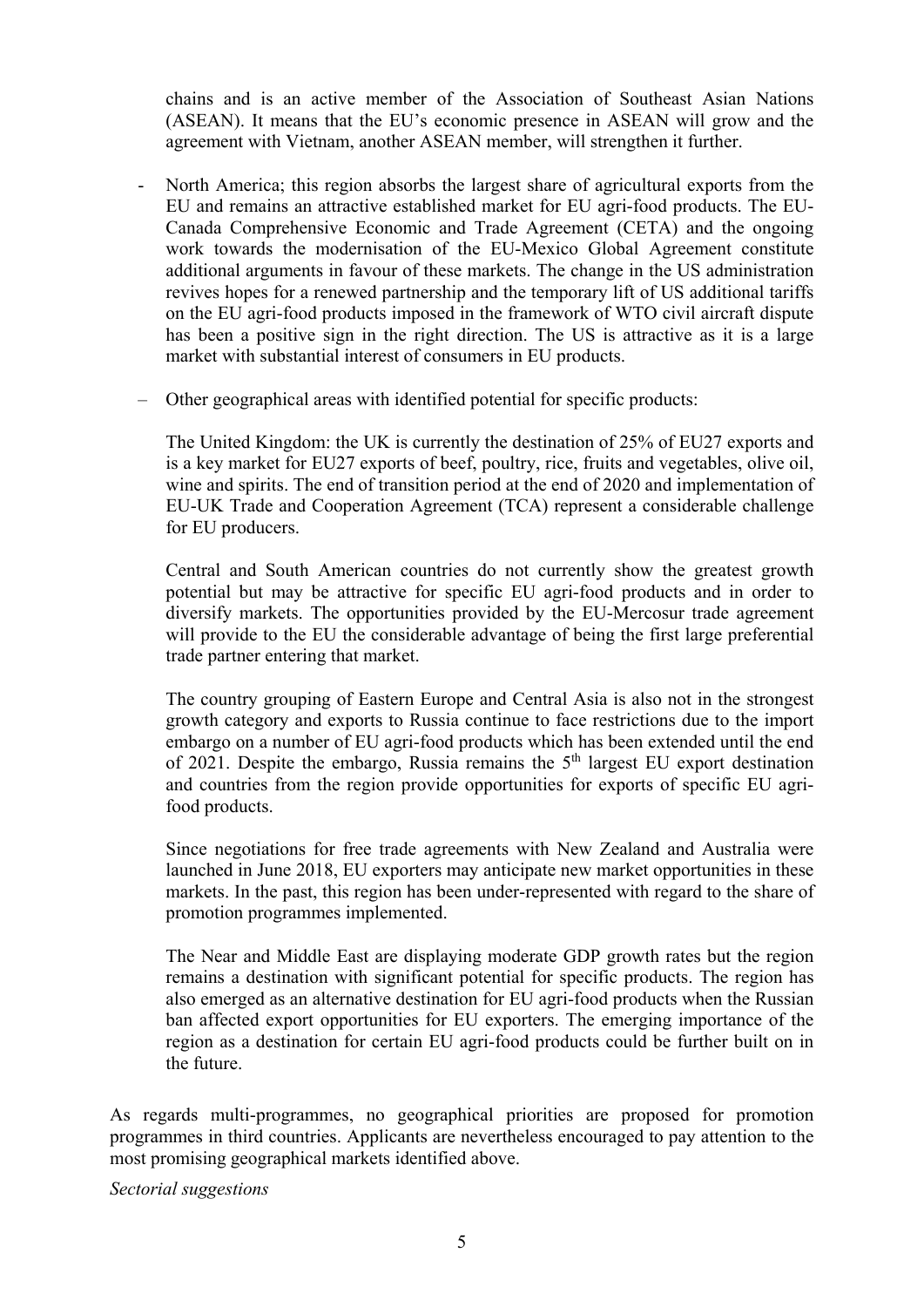chains and is an active member of the Association of Southeast Asian Nations (ASEAN). It means that the EU's economic presence in ASEAN will grow and the agreement with Vietnam, another ASEAN member, will strengthen it further.

- North America; this region absorbs the largest share of agricultural exports from the EU and remains an attractive established market for EU agri-food products. The EU-Canada Comprehensive Economic and Trade Agreement (CETA) and the ongoing work towards the modernisation of the EU-Mexico Global Agreement constitute additional arguments in favour of these markets. The change in the US administration revives hopes for a renewed partnership and the temporary lift of US additional tariffs on the EU agri-food products imposed in the framework of WTO civil aircraft dispute has been a positive sign in the right direction. The US is attractive as it is a large market with substantial interest of consumers in EU products.

- Other geographical areas with identified potential for specific products:

  The United Kingdom: the UK is currently the destination of 25% of EU27 exports and is a key market for EU27 exports of beef, poultry, rice, fruits and vegetables, olive oil, wine and spirits. The end of transition period at the end of 2020 and implementation of EU-UK Trade and Cooperation Agreement (TCA) represent a considerable challenge for EU producers.

  Central and South American countries do not currently show the greatest growth potential but may be attractive for specific EU agri-food products and in order to diversify markets. The opportunities provided by the EU-Mercosur trade agreement will provide to the EU the considerable advantage of being the first large preferential trade partner entering that market.

  The country grouping of Eastern Europe and Central Asia is also not in the strongest growth category and exports to Russia continue to face restrictions due to the import embargo on a number of EU agri-food products which has been extended until the end of 2021. Despite the embargo, Russia remains the 5th largest EU export destination and countries from the region provide opportunities for exports of specific EU agri-food products.

  Since negotiations for free trade agreements with New Zealand and Australia were launched in June 2018, EU exporters may anticipate new market opportunities in these markets. In the past, this region has been under-represented with regard to the share of promotion programmes implemented.

  The Near and Middle East are displaying moderate GDP growth rates but the region remains a destination with significant potential for specific products. The region has also emerged as an alternative destination for EU agri-food products when the Russian ban affected export opportunities for EU exporters. The emerging importance of the region as a destination for certain EU agri-food products could be further built on in the future.

As regards multi-programmes, no geographical priorities are proposed for promotion programmes in third countries. Applicants are nevertheless encouraged to pay attention to the most promising geographical markets identified above.

*Sectorial suggestions*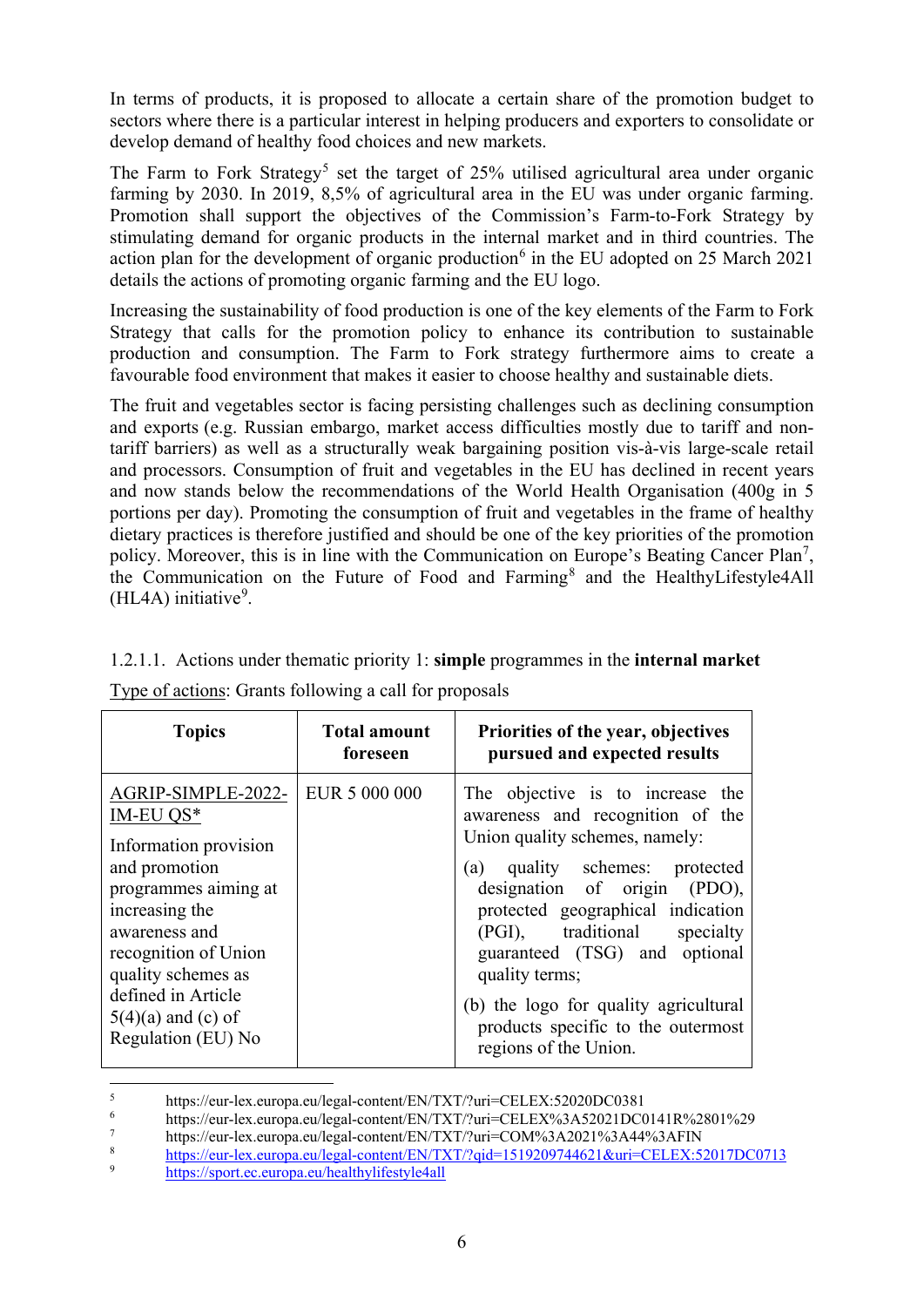In terms of products, it is proposed to allocate a certain share of the promotion budget to sectors where there is a particular interest in helping producers and exporters to consolidate or develop demand of healthy food choices and new markets.

The Farm to Fork Strategy[5] set the target of 25% utilised agricultural area under organic farming by 2030. In 2019, 8,5% of agricultural area in the EU was under organic farming. Promotion shall support the objectives of the Commission's Farm-to-Fork Strategy by stimulating demand for organic products in the internal market and in third countries. The action plan for the development of organic production[6] in the EU adopted on 25 March 2021 details the actions of promoting organic farming and the EU logo.

Increasing the sustainability of food production is one of the key elements of the Farm to Fork Strategy that calls for the promotion policy to enhance its contribution to sustainable production and consumption. The Farm to Fork strategy furthermore aims to create a favourable food environment that makes it easier to choose healthy and sustainable diets.

The fruit and vegetables sector is facing persisting challenges such as declining consumption and exports (e.g. Russian embargo, market access difficulties mostly due to tariff and non-tariff barriers) as well as a structurally weak bargaining position vis-à-vis large-scale retail and processors. Consumption of fruit and vegetables in the EU has declined in recent years and now stands below the recommendations of the World Health Organisation (400g in 5 portions per day). Promoting the consumption of fruit and vegetables in the frame of healthy dietary practices is therefore justified and should be one of the key priorities of the promotion policy. Moreover, this is in line with the Communication on Europe's Beating Cancer Plan[7], the Communication on the Future of Food and Farming[8] and the HealthyLifestyle4All (HL4A) initiative[9].

#### 1.2.1.1. Actions under thematic priority 1: **simple** programmes in the **internal market**

Type of actions: Grants following a call for proposals

| Topics | Total amount foreseen | Priorities of the year, objectives pursued and expected results |
|---|---|---|
| AGRIP-SIMPLE-2022-IM-EU QS*<br><br>Information provision and promotion programmes aiming at increasing the awareness and recognition of Union quality schemes as defined in Article 5(4)(a) and (c) of Regulation (EU) No | EUR 5 000 000 | The objective is to increase the awareness and recognition of the Union quality schemes, namely:<br><br>(a) quality schemes: protected designation of origin (PDO), protected geographical indication (PGI), traditional specialty guaranteed (TSG) and optional quality terms;<br><br>(b) the logo for quality agricultural products specific to the outermost regions of the Union. |

[5] https://eur-lex.europa.eu/legal-content/EN/TXT/?uri=CELEX:52020DC0381

[6] https://eur-lex.europa.eu/legal-content/EN/TXT/?uri=CELEX%3A52021DC0141R%2801%29

[7] https://eur-lex.europa.eu/legal-content/EN/TXT/?uri=COM%3A2021%3A44%3AFIN

[8] https://eur-lex.europa.eu/legal-content/EN/TXT/?qid=1519209744621&uri=CELEX:52017DC0713

[9] https://sport.ec.europa.eu/healthylifestyle4all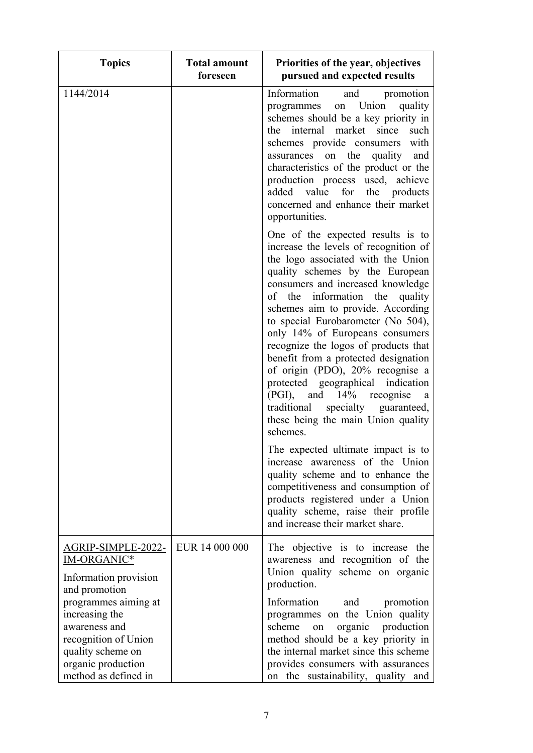| Topics | Total amount foreseen | Priorities of the year, objectives pursued and expected results |
|---|---|---|
| 1144/2014 | | Information and promotion programmes on Union quality schemes should be a key priority in the internal market since such schemes provide consumers with assurances on the quality and characteristics of the product or the production process used, achieve added value for the products concerned and enhance their market opportunities.<br><br>One of the expected results is to increase the levels of recognition of the logo associated with the Union quality schemes by the European consumers and increased knowledge of the information the quality schemes aim to provide. According to special Eurobarometer (No 504), only 14% of Europeans consumers recognize the logos of products that benefit from a protected designation of origin (PDO), 20% recognise a protected geographical indication (PGI), and 14% recognise a traditional specialty guaranteed, these being the main Union quality schemes.<br><br>The expected ultimate impact is to increase awareness of the Union quality scheme and to enhance the competitiveness and consumption of products registered under a Union quality scheme, raise their profile and increase their market share. |
| AGRIP-SIMPLE-2022-IM-ORGANIC*<br><br>Information provision and promotion programmes aiming at increasing the awareness and recognition of Union quality scheme on organic production method as defined in | EUR 14 000 000 | The objective is to increase the awareness and recognition of the Union quality scheme on organic production.<br><br>Information and promotion programmes on the Union quality scheme on organic production method should be a key priority in the internal market since this scheme provides consumers with assurances on the sustainability, quality and |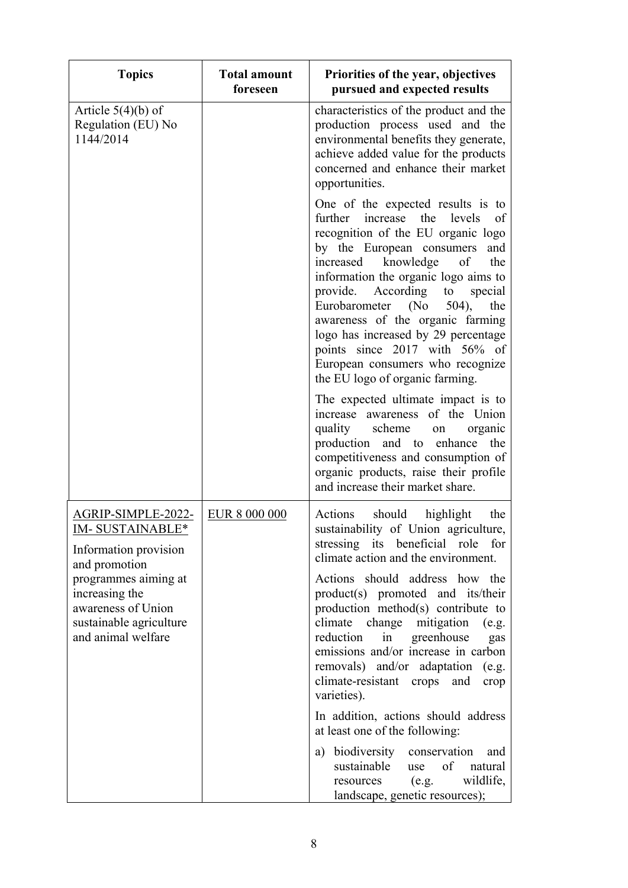| Topics | Total amount foreseen | Priorities of the year, objectives pursued and expected results |
|---|---|---|
| Article 5(4)(b) of Regulation (EU) No 1144/2014 | | characteristics of the product and the production process used and the environmental benefits they generate, achieve added value for the products concerned and enhance their market opportunities.<br><br>One of the expected results is to further increase the levels of recognition of the EU organic logo by the European consumers and increased knowledge of the information the organic logo aims to provide. According to special Eurobarometer (No 504), the awareness of the organic farming logo has increased by 29 percentage points since 2017 with 56% of European consumers who recognize the EU logo of organic farming.<br><br>The expected ultimate impact is to increase awareness of the Union quality scheme on organic production and to enhance the competitiveness and consumption of organic products, raise their profile and increase their market share. |
| AGRIP-SIMPLE-2022-IM- SUSTAINABLE*<br><br>Information provision and promotion programmes aiming at increasing the awareness of Union sustainable agriculture and animal welfare | EUR 8 000 000 | Actions should highlight the sustainability of Union agriculture, stressing its beneficial role for climate action and the environment.<br><br>Actions should address how the product(s) promoted and its/their production method(s) contribute to climate change mitigation (e.g. reduction in greenhouse gas emissions and/or increase in carbon removals) and/or adaptation (e.g. climate-resistant crops and crop varieties).<br><br>In addition, actions should address at least one of the following:<br><br>a) biodiversity conservation and sustainable use of natural resources (e.g. wildlife, landscape, genetic resources); |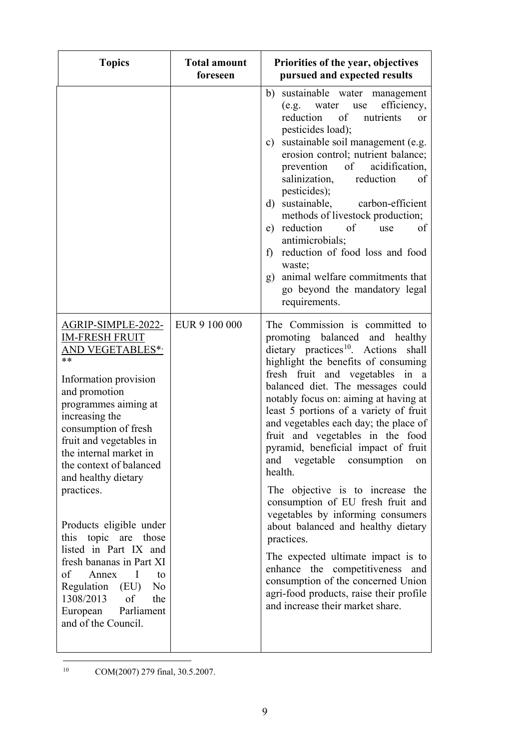| Topics | Total amount foreseen | Priorities of the year, objectives pursued and expected results |
|---|---|---|
| | | b) sustainable water management (e.g. water use efficiency, reduction of nutrients or pesticides load);<br>c) sustainable soil management (e.g. erosion control; nutrient balance; prevention of acidification, salinization, reduction of pesticides);<br>d) sustainable, carbon-efficient methods of livestock production;<br>e) reduction of use of antimicrobials;<br>f) reduction of food loss and food waste;<br>g) animal welfare commitments that go beyond the mandatory legal requirements. |
| AGRIP-SIMPLE-2022-IM-FRESH FRUIT AND VEGETABLES*, **<br><br>Information provision and promotion programmes aiming at increasing the consumption of fresh fruit and vegetables in the internal market in the context of balanced and healthy dietary practices.<br><br>Products eligible under this topic are those listed in Part IX and fresh bananas in Part XI of Annex I to Regulation (EU) No 1308/2013 of the European Parliament and of the Council. | EUR 9 100 000 | The Commission is committed to promoting balanced and healthy dietary practices[10]. Actions shall highlight the benefits of consuming fresh fruit and vegetables in a balanced diet. The messages could notably focus on: aiming at having at least 5 portions of a variety of fruit and vegetables each day; the place of fruit and vegetables in the food pyramid, beneficial impact of fruit and vegetable consumption on health.<br><br>The objective is to increase the consumption of EU fresh fruit and vegetables by informing consumers about balanced and healthy dietary practices.<br><br>The expected ultimate impact is to enhance the competitiveness and consumption of the concerned Union agri-food products, raise their profile and increase their market share. |

[10] COM(2007) 279 final, 30.5.2007.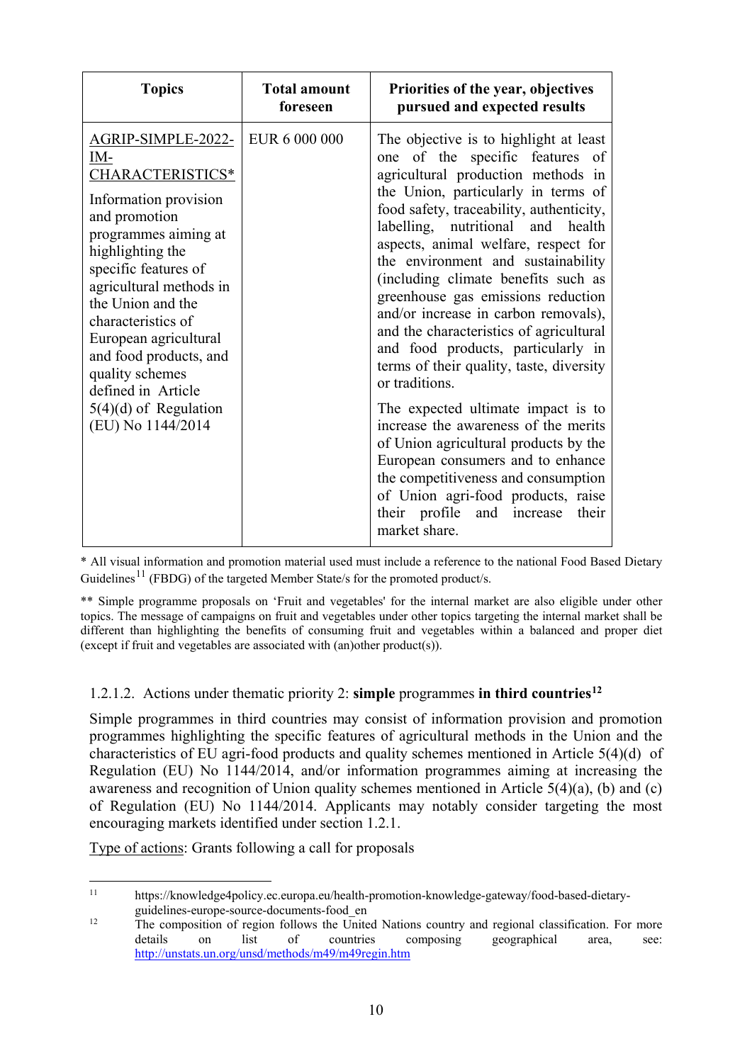| Topics | Total amount foreseen | Priorities of the year, objectives pursued and expected results |
| --- | --- | --- |
| AGRIP-SIMPLE-2022-IM-CHARACTERISTICS* <br><br> Information provision and promotion programmes aiming at highlighting the specific features of agricultural methods in the Union and the characteristics of European agricultural and food products, and quality schemes defined in Article 5(4)(d) of Regulation (EU) No 1144/2014 | EUR 6 000 000 | The objective is to highlight at least one of the specific features of agricultural production methods in the Union, particularly in terms of food safety, traceability, authenticity, labelling, nutritional and health aspects, animal welfare, respect for the environment and sustainability (including climate benefits such as greenhouse gas emissions reduction and/or increase in carbon removals), and the characteristics of agricultural and food products, particularly in terms of their quality, taste, diversity or traditions. <br><br> The expected ultimate impact is to increase the awareness of the merits of Union agricultural products by the European consumers and to enhance the competitiveness and consumption of Union agri-food products, raise their profile and increase their market share. |

* All visual information and promotion material used must include a reference to the national Food Based Dietary Guidelines[11] (FBDG) of the targeted Member State/s for the promoted product/s.

** Simple programme proposals on 'Fruit and vegetables' for the internal market are also eligible under other topics. The message of campaigns on fruit and vegetables under other topics targeting the internal market shall be different than highlighting the benefits of consuming fruit and vegetables within a balanced and proper diet (except if fruit and vegetables are associated with (an)other product(s)).

#### 1.2.1.2. Actions under thematic priority 2: **simple** programmes **in third countries**[12]

Simple programmes in third countries may consist of information provision and promotion programmes highlighting the specific features of agricultural methods in the Union and the characteristics of EU agri-food products and quality schemes mentioned in Article 5(4)(d) of Regulation (EU) No 1144/2014, and/or information programmes aiming at increasing the awareness and recognition of Union quality schemes mentioned in Article 5(4)(a), (b) and (c) of Regulation (EU) No 1144/2014. Applicants may notably consider targeting the most encouraging markets identified under section 1.2.1.

Type of actions: Grants following a call for proposals

[11] https://knowledge4policy.ec.europa.eu/health-promotion-knowledge-gateway/food-based-dietary-guidelines-europe-source-documents-food_en

[12] The composition of region follows the United Nations country and regional classification. For more details on list of countries composing geographical area, see: http://unstats.un.org/unsd/methods/m49/m49regin.htm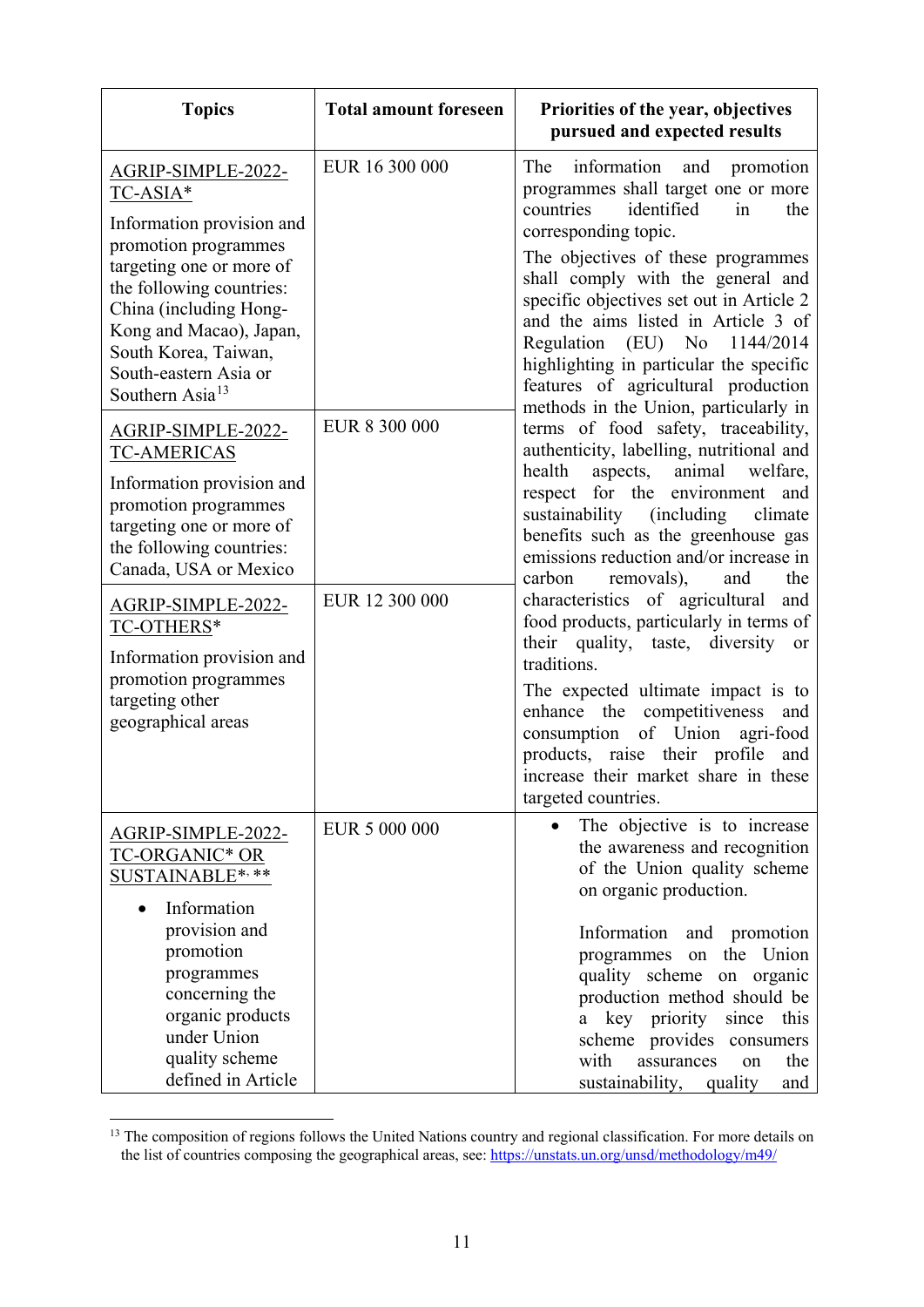| Topics | Total amount foreseen | Priorities of the year, objectives pursued and expected results |
| --- | --- | --- |
| AGRIP-SIMPLE-2022-TC-ASIA*<br><br>Information provision and promotion programmes targeting one or more of the following countries: China (including Hong-Kong and Macao), Japan, South Korea, Taiwan, South-eastern Asia or Southern Asia[13] | EUR 16 300 000 | The information and promotion programmes shall target one or more countries identified in the corresponding topic.<br><br>The objectives of these programmes shall comply with the general and specific objectives set out in Article 2 and the aims listed in Article 3 of Regulation (EU) No 1144/2014 highlighting in particular the specific features of agricultural production methods in the Union, particularly in terms of food safety, traceability, authenticity, labelling, nutritional and health aspects, animal welfare, respect for the environment and sustainability (including climate benefits such as the greenhouse gas emissions reduction and/or increase in carbon removals), and the characteristics of agricultural and food products, particularly in terms of their quality, taste, diversity or traditions.<br><br>The expected ultimate impact is to enhance the competitiveness and consumption of Union agri-food products, raise their profile and increase their market share in these targeted countries. |
| AGRIP-SIMPLE-2022-TC-AMERICAS<br><br>Information provision and promotion programmes targeting one or more of the following countries: Canada, USA or Mexico | EUR 8 300 000 | |
| AGRIP-SIMPLE-2022-TC-OTHERS*<br><br>Information provision and promotion programmes targeting other geographical areas | EUR 12 300 000 | |
| AGRIP-SIMPLE-2022-TC-ORGANIC* OR SUSTAINABLE*, **<br><br>• Information provision and promotion programmes concerning the organic products under Union quality scheme defined in Article | EUR 5 000 000 | • The objective is to increase the awareness and recognition of the Union quality scheme on organic production.<br><br>Information and promotion programmes on the Union quality scheme on organic production method should be a key priority since this scheme provides consumers with assurances on the sustainability, quality and |

[13] The composition of regions follows the United Nations country and regional classification. For more details on the list of countries composing the geographical areas, see: https://unstats.un.org/unsd/methodology/m49/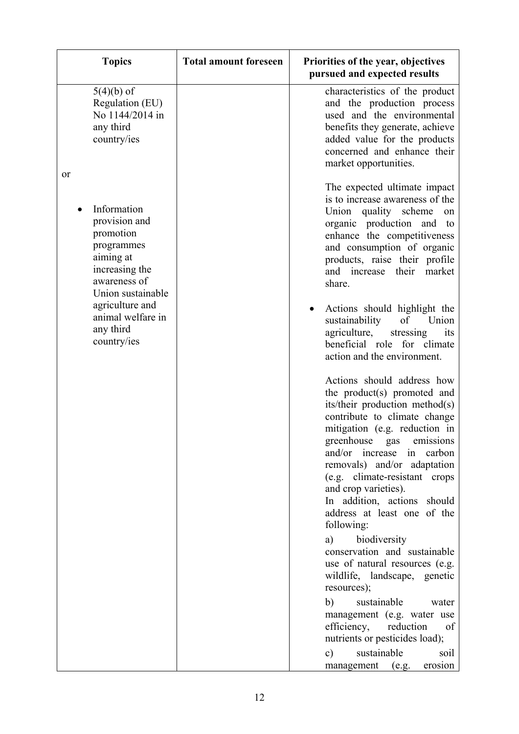| Topics | Total amount foreseen | Priorities of the year, objectives pursued and expected results |
|---|---|---|
| 5(4)(b) of Regulation (EU) No 1144/2014 in any third country/ies<br><br>or<br><br>• Information provision and promotion programmes aiming at increasing the awareness of Union sustainable agriculture and animal welfare in any third country/ies | | characteristics of the product and the production process used and the environmental benefits they generate, achieve added value for the products concerned and enhance their market opportunities.<br><br>The expected ultimate impact is to increase awareness of the Union quality scheme on organic production and to enhance the competitiveness and consumption of organic products, raise their profile and increase their market share.<br><br>• Actions should highlight the sustainability of Union agriculture, stressing its beneficial role for climate action and the environment.<br><br>Actions should address how the product(s) promoted and its/their production method(s) contribute to climate change mitigation (e.g. reduction in greenhouse gas emissions and/or increase in carbon removals) and/or adaptation (e.g. climate-resistant crops and crop varieties).<br>In addition, actions should address at least one of the following:<br><br>a) biodiversity conservation and sustainable use of natural resources (e.g. wildlife, landscape, genetic resources);<br><br>b) sustainable water management (e.g. water use efficiency, reduction of nutrients or pesticides load);<br><br>c) sustainable soil management (e.g. erosion |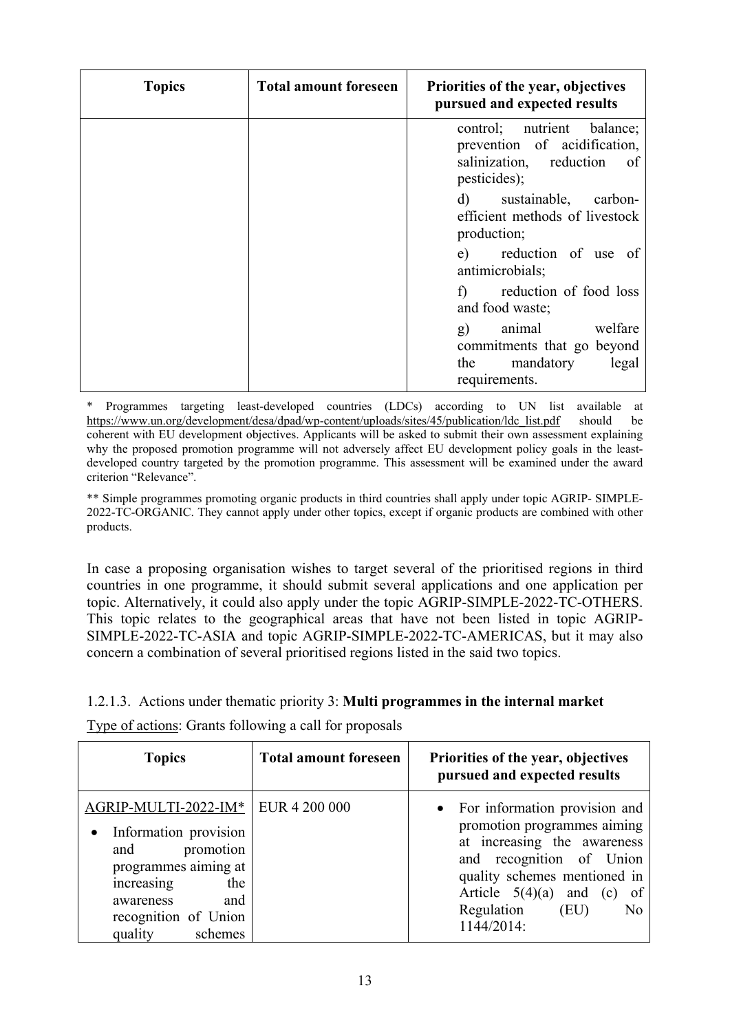| Topics | Total amount foreseen | Priorities of the year, objectives pursued and expected results |
| --- | --- | --- |
| | | control; nutrient balance; prevention of acidification, salinization, reduction of pesticides);<br><br>d) sustainable, carbon-efficient methods of livestock production;<br><br>e) reduction of use of antimicrobials;<br><br>f) reduction of food loss and food waste;<br><br>g) animal welfare commitments that go beyond the mandatory legal requirements. |

* Programmes targeting least-developed countries (LDCs) according to UN list available at https://www.un.org/development/desa/dpad/wp-content/uploads/sites/45/publication/ldc_list.pdf should be coherent with EU development objectives. Applicants will be asked to submit their own assessment explaining why the proposed promotion programme will not adversely affect EU development policy goals in the least-developed country targeted by the promotion programme. This assessment will be examined under the award criterion "Relevance".

** Simple programmes promoting organic products in third countries shall apply under topic AGRIP- SIMPLE-2022-TC-ORGANIC. They cannot apply under other topics, except if organic products are combined with other products.

In case a proposing organisation wishes to target several of the prioritised regions in third countries in one programme, it should submit several applications and one application per topic. Alternatively, it could also apply under the topic AGRIP-SIMPLE-2022-TC-OTHERS. This topic relates to the geographical areas that have not been listed in topic AGRIP-SIMPLE-2022-TC-ASIA and topic AGRIP-SIMPLE-2022-TC-AMERICAS, but it may also concern a combination of several prioritised regions listed in the said two topics.

#### 1.2.1.3. Actions under thematic priority 3: **Multi programmes in the internal market**

Type of actions: Grants following a call for proposals

| Topics | Total amount foreseen | Priorities of the year, objectives pursued and expected results |
| --- | --- | --- |
| AGRIP-MULTI-2022-IM*<br><br>• Information provision and promotion programmes aiming at increasing the awareness and recognition of Union quality schemes | EUR 4 200 000 | • For information provision and promotion programmes aiming at increasing the awareness and recognition of Union quality schemes mentioned in Article 5(4)(a) and (c) of Regulation (EU) No 1144/2014: |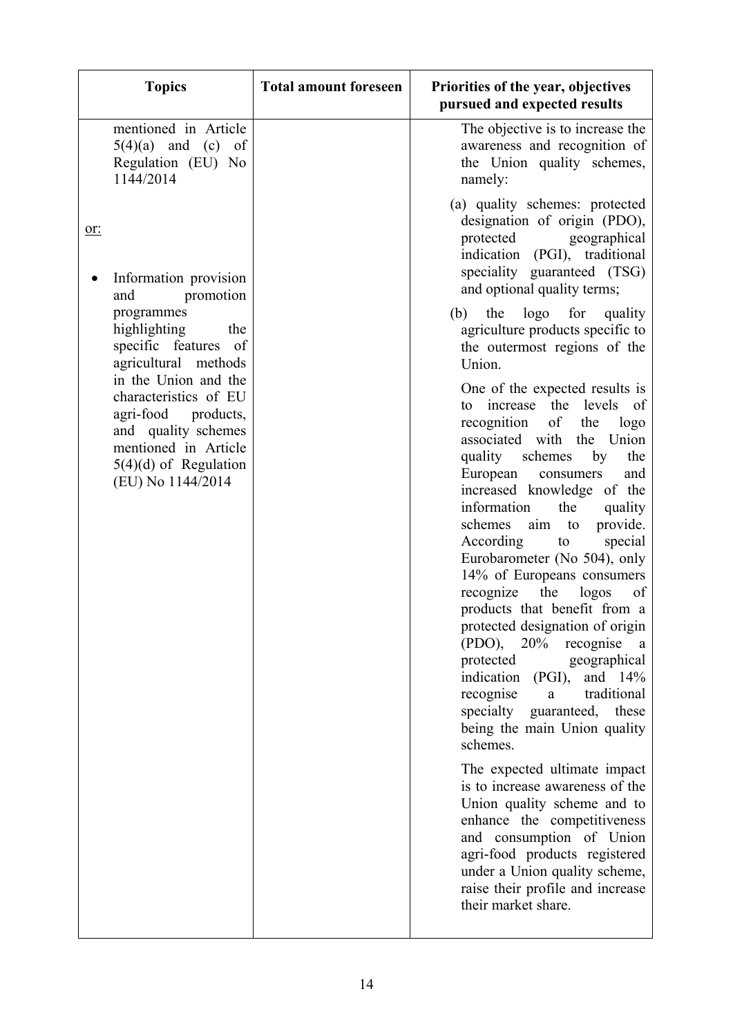| Topics | Total amount foreseen | Priorities of the year, objectives pursued and expected results |
|---|---|---|
| mentioned in Article 5(4)(a) and (c) of Regulation (EU) No 1144/2014<br><br>or:<br><br>• Information provision and promotion programmes highlighting the specific features of agricultural methods in the Union and the characteristics of EU agri-food products, and quality schemes mentioned in Article 5(4)(d) of Regulation (EU) No 1144/2014 | | The objective is to increase the awareness and recognition of the Union quality schemes, namely:<br><br>(a) quality schemes: protected designation of origin (PDO), protected geographical indication (PGI), traditional speciality guaranteed (TSG) and optional quality terms;<br><br>(b) the logo for quality agriculture products specific to the outermost regions of the Union.<br><br>One of the expected results is to increase the levels of recognition of the logo associated with the Union quality schemes by the European consumers and increased knowledge of the information the quality schemes aim to provide. According to special Eurobarometer (No 504), only 14% of Europeans consumers recognize the logos of products that benefit from a protected designation of origin (PDO), 20% recognise a protected geographical indication (PGI), and 14% recognise a traditional specialty guaranteed, these being the main Union quality schemes.<br><br>The expected ultimate impact is to increase awareness of the Union quality scheme and to enhance the competitiveness and consumption of Union agri-food products registered under a Union quality scheme, raise their profile and increase their market share. |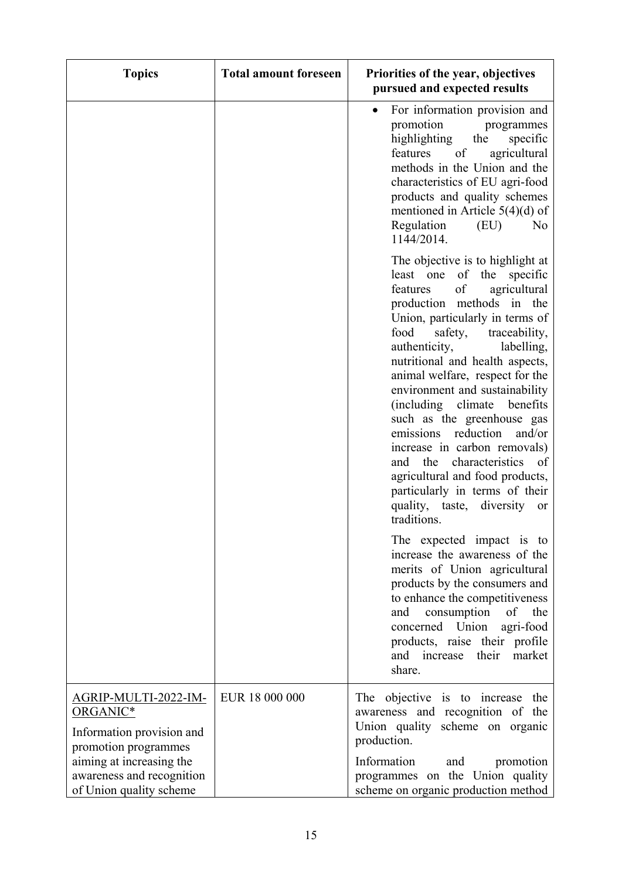| Topics | Total amount foreseen | Priorities of the year, objectives pursued and expected results |
|---|---|---|
| | | • For information provision and promotion programmes highlighting the specific features of agricultural methods in the Union and the characteristics of EU agri-food products and quality schemes mentioned in Article 5(4)(d) of Regulation (EU) No 1144/2014.<br><br>The objective is to highlight at least one of the specific features of agricultural production methods in the Union, particularly in terms of food safety, traceability, authenticity, labelling, nutritional and health aspects, animal welfare, respect for the environment and sustainability (including climate benefits such as the greenhouse gas emissions reduction and/or increase in carbon removals) and the characteristics of agricultural and food products, particularly in terms of their quality, taste, diversity or traditions.<br><br>The expected impact is to increase the awareness of the merits of Union agricultural products by the consumers and to enhance the competitiveness and consumption of the concerned Union agri-food products, raise their profile and increase their market share. |
| AGRIP-MULTI-2022-IM-ORGANIC*<br><br>Information provision and promotion programmes aiming at increasing the awareness and recognition of Union quality scheme | EUR 18 000 000 | The objective is to increase the awareness and recognition of the Union quality scheme on organic production.<br><br>Information and promotion programmes on the Union quality scheme on organic production method |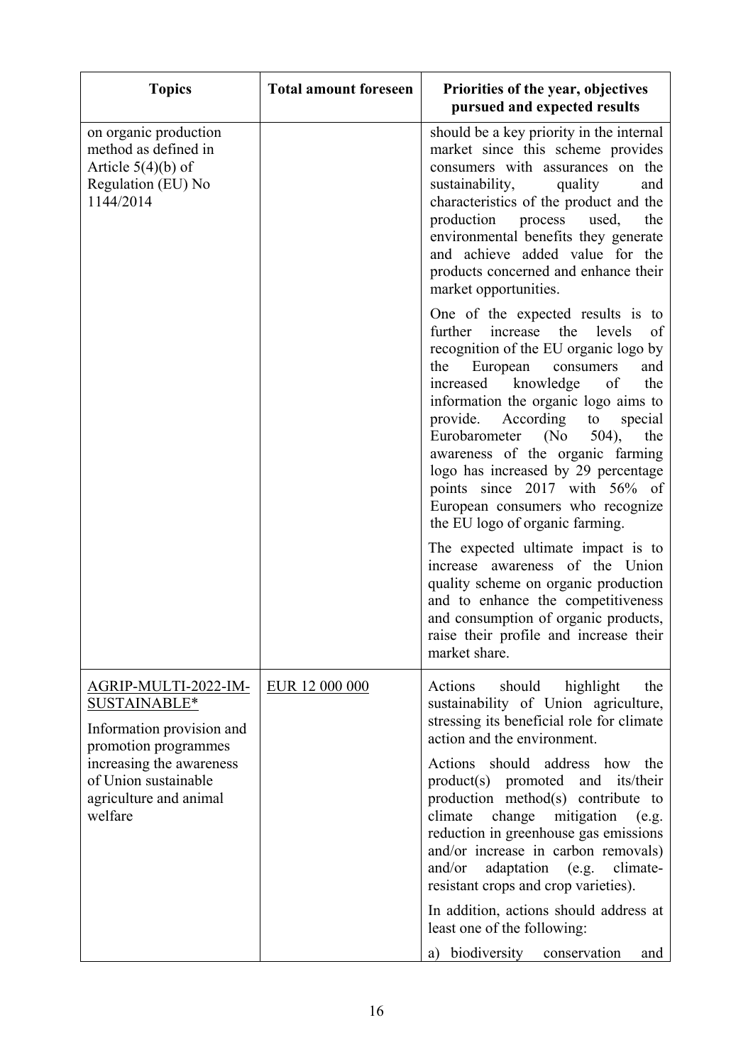| Topics | Total amount foreseen | Priorities of the year, objectives pursued and expected results |
|---|---|---|
| on organic production method as defined in Article 5(4)(b) of Regulation (EU) No 1144/2014 | | should be a key priority in the internal market since this scheme provides consumers with assurances on the sustainability, quality and characteristics of the product and the production process used, the environmental benefits they generate and achieve added value for the products concerned and enhance their market opportunities.<br><br>One of the expected results is to further increase the levels of recognition of the EU organic logo by the European consumers and increased knowledge of the information the organic logo aims to provide. According to special Eurobarometer (No 504), the awareness of the organic farming logo has increased by 29 percentage points since 2017 with 56% of European consumers who recognize the EU logo of organic farming.<br><br>The expected ultimate impact is to increase awareness of the Union quality scheme on organic production and to enhance the competitiveness and consumption of organic products, raise their profile and increase their market share. |
| <u>AGRIP-MULTI-2022-IM-SUSTAINABLE*</u><br><br>Information provision and promotion programmes increasing the awareness of Union sustainable agriculture and animal welfare | <u>EUR 12 000 000</u> | Actions should highlight the sustainability of Union agriculture, stressing its beneficial role for climate action and the environment.<br><br>Actions should address how the product(s) promoted and its/their production method(s) contribute to climate change mitigation (e.g. reduction in greenhouse gas emissions and/or increase in carbon removals) and/or adaptation (e.g. climate-resistant crops and crop varieties).<br><br>In addition, actions should address at least one of the following:<br><br>a) biodiversity conservation and |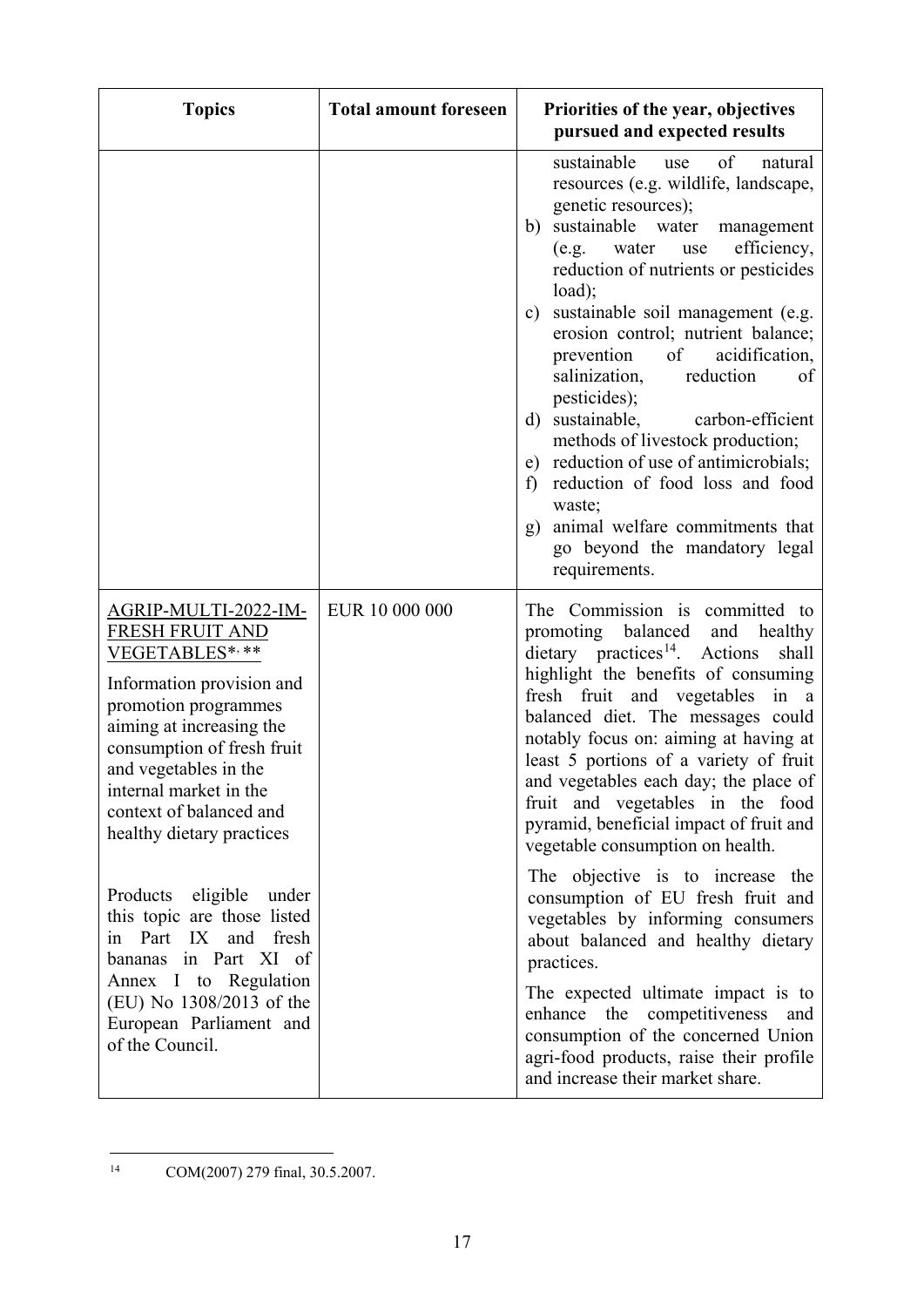| Topics | Total amount foreseen | Priorities of the year, objectives pursued and expected results |
|---|---|---|
| | | sustainable use of natural resources (e.g. wildlife, landscape, genetic resources);<br>b) sustainable water management (e.g. water use efficiency, reduction of nutrients or pesticides load);<br>c) sustainable soil management (e.g. erosion control; nutrient balance; prevention of acidification, salinization, reduction of pesticides);<br>d) sustainable, carbon-efficient methods of livestock production;<br>e) reduction of use of antimicrobials;<br>f) reduction of food loss and food waste;<br>g) animal welfare commitments that go beyond the mandatory legal requirements. |
| <u>AGRIP-MULTI-2022-IM-FRESH FRUIT AND VEGETABLES*, **</u><br><br>Information provision and promotion programmes aiming at increasing the consumption of fresh fruit and vegetables in the internal market in the context of balanced and healthy dietary practices<br><br>Products eligible under this topic are those listed in Part IX and fresh bananas in Part XI of Annex I to Regulation (EU) No 1308/2013 of the European Parliament and of the Council. | EUR 10 000 000 | The Commission is committed to promoting balanced and healthy dietary practices[14]. Actions shall highlight the benefits of consuming fresh fruit and vegetables in a balanced diet. The messages could notably focus on: aiming at having at least 5 portions of a variety of fruit and vegetables each day; the place of fruit and vegetables in the food pyramid, beneficial impact of fruit and vegetable consumption on health.<br><br>The objective is to increase the consumption of EU fresh fruit and vegetables by informing consumers about balanced and healthy dietary practices.<br><br>The expected ultimate impact is to enhance the competitiveness and consumption of the concerned Union agri-food products, raise their profile and increase their market share. |

[14] COM(2007) 279 final, 30.5.2007.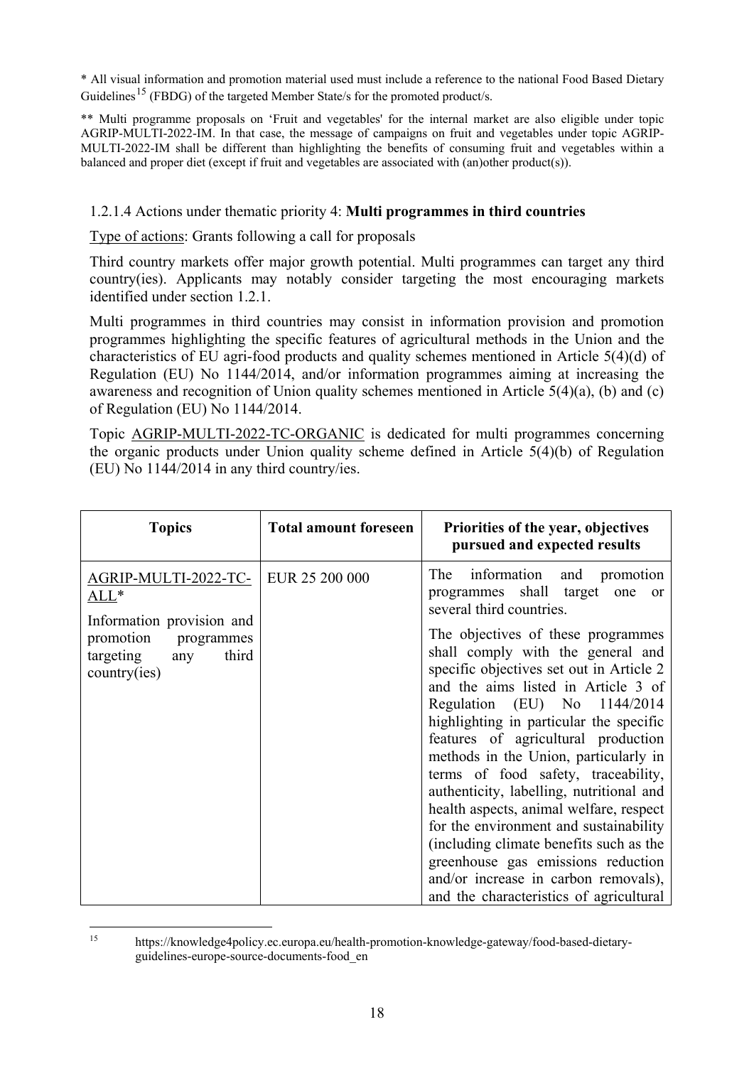* All visual information and promotion material used must include a reference to the national Food Based Dietary Guidelines[15] (FBDG) of the targeted Member State/s for the promoted product/s.

** Multi programme proposals on 'Fruit and vegetables' for the internal market are also eligible under topic AGRIP-MULTI-2022-IM. In that case, the message of campaigns on fruit and vegetables under topic AGRIP-MULTI-2022-IM shall be different than highlighting the benefits of consuming fruit and vegetables within a balanced and proper diet (except if fruit and vegetables are associated with (an)other product(s)).

1.2.1.4 Actions under thematic priority 4: **Multi programmes in third countries**

Type of actions: Grants following a call for proposals

Third country markets offer major growth potential. Multi programmes can target any third country(ies). Applicants may notably consider targeting the most encouraging markets identified under section 1.2.1.

Multi programmes in third countries may consist in information provision and promotion programmes highlighting the specific features of agricultural methods in the Union and the characteristics of EU agri-food products and quality schemes mentioned in Article 5(4)(d) of Regulation (EU) No 1144/2014, and/or information programmes aiming at increasing the awareness and recognition of Union quality schemes mentioned in Article 5(4)(a), (b) and (c) of Regulation (EU) No 1144/2014.

Topic AGRIP-MULTI-2022-TC-ORGANIC is dedicated for multi programmes concerning the organic products under Union quality scheme defined in Article 5(4)(b) of Regulation (EU) No 1144/2014 in any third country/ies.

| Topics | Total amount foreseen | Priorities of the year, objectives pursued and expected results |
| --- | --- | --- |
| AGRIP-MULTI-2022-TC-ALL*<br><br>Information provision and promotion programmes targeting any third country(ies) | EUR 25 200 000 | The information and promotion programmes shall target one or several third countries.<br><br>The objectives of these programmes shall comply with the general and specific objectives set out in Article 2 and the aims listed in Article 3 of Regulation (EU) No 1144/2014 highlighting in particular the specific features of agricultural production methods in the Union, particularly in terms of food safety, traceability, authenticity, labelling, nutritional and health aspects, animal welfare, respect for the environment and sustainability (including climate benefits such as the greenhouse gas emissions reduction and/or increase in carbon removals), and the characteristics of agricultural |

[15] https://knowledge4policy.ec.europa.eu/health-promotion-knowledge-gateway/food-based-dietary-guidelines-europe-source-documents-food_en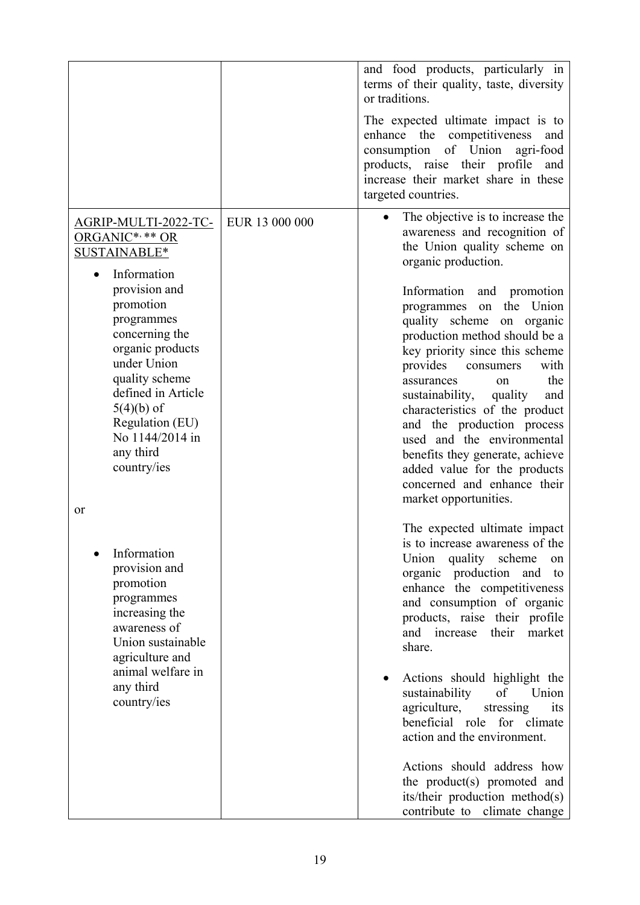| | | |
|---|---|---|
| | | and food products, particularly in terms of their quality, taste, diversity or traditions.<br><br>The expected ultimate impact is to enhance the competitiveness and consumption of Union agri-food products, raise their profile and increase their market share in these targeted countries. |
| AGRIP-MULTI-2022-TC-ORGANIC*, ** OR SUSTAINABLE*<br><br>• Information provision and promotion programmes concerning the organic products under Union quality scheme defined in Article 5(4)(b) of Regulation (EU) No 1144/2014 in any third country/ies<br><br>or<br><br>• Information provision and promotion programmes increasing the awareness of Union sustainable agriculture and animal welfare in any third country/ies | EUR 13 000 000 | • The objective is to increase the awareness and recognition of the Union quality scheme on organic production.<br><br>Information and promotion programmes on the Union quality scheme on organic production method should be a key priority since this scheme provides consumers with assurances on the sustainability, quality and characteristics of the product and the production process used and the environmental benefits they generate, achieve added value for the products concerned and enhance their market opportunities.<br><br>The expected ultimate impact is to increase awareness of the Union quality scheme on organic production and to enhance the competitiveness and consumption of organic products, raise their profile and increase their market share.<br><br>• Actions should highlight the sustainability of Union agriculture, stressing its beneficial role for climate action and the environment.<br><br>Actions should address how the product(s) promoted and its/their production method(s) contribute to climate change |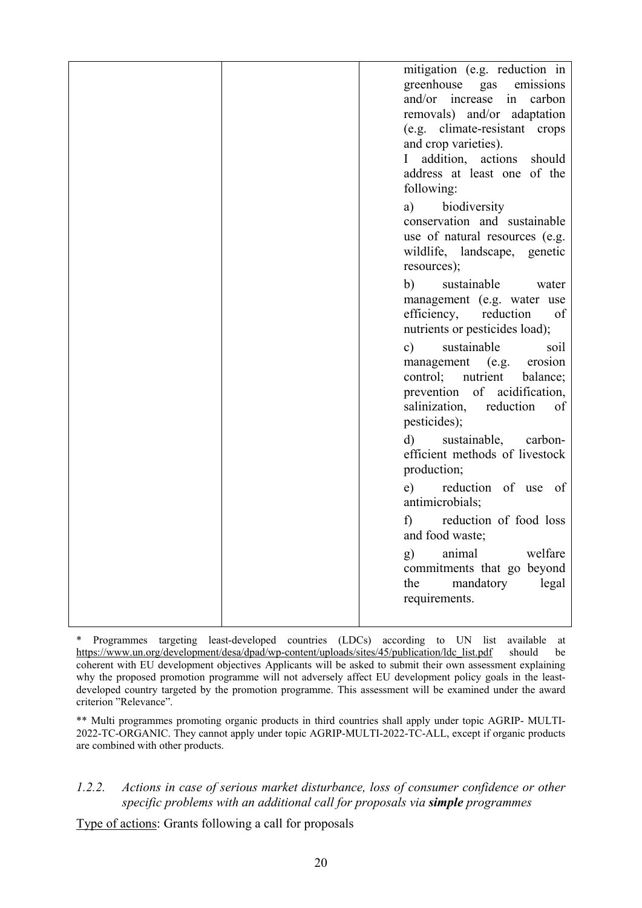| | | mitigation (e.g. reduction in greenhouse gas emissions and/or increase in carbon removals) and/or adaptation (e.g. climate-resistant crops and crop varieties).<br>I addition, actions should address at least one of the following:<br>a) biodiversity conservation and sustainable use of natural resources (e.g. wildlife, landscape, genetic resources);<br>b) sustainable water management (e.g. water use efficiency, reduction of nutrients or pesticides load);<br>c) sustainable soil management (e.g. erosion control; nutrient balance; prevention of acidification, salinization, reduction of pesticides);<br>d) sustainable, carbon-efficient methods of livestock production;<br>e) reduction of use of antimicrobials;<br>f) reduction of food loss and food waste;<br>g) animal welfare commitments that go beyond the mandatory legal requirements. |
|---|---|---|

\* Programmes targeting least-developed countries (LDCs) according to UN list available at https://www.un.org/development/desa/dpad/wp-content/uploads/sites/45/publication/ldc_list.pdf should be coherent with EU development objectives Applicants will be asked to submit their own assessment explaining why the proposed promotion programme will not adversely affect EU development policy goals in the least-developed country targeted by the promotion programme. This assessment will be examined under the award criterion "Relevance".

\*\* Multi programmes promoting organic products in third countries shall apply under topic AGRIP- MULTI-2022-TC-ORGANIC. They cannot apply under topic AGRIP-MULTI-2022-TC-ALL, except if organic products are combined with other products.

### *1.2.2. Actions in case of serious market disturbance, loss of consumer confidence or other specific problems with an additional call for proposals via **simple** programmes*

Type of actions: Grants following a call for proposals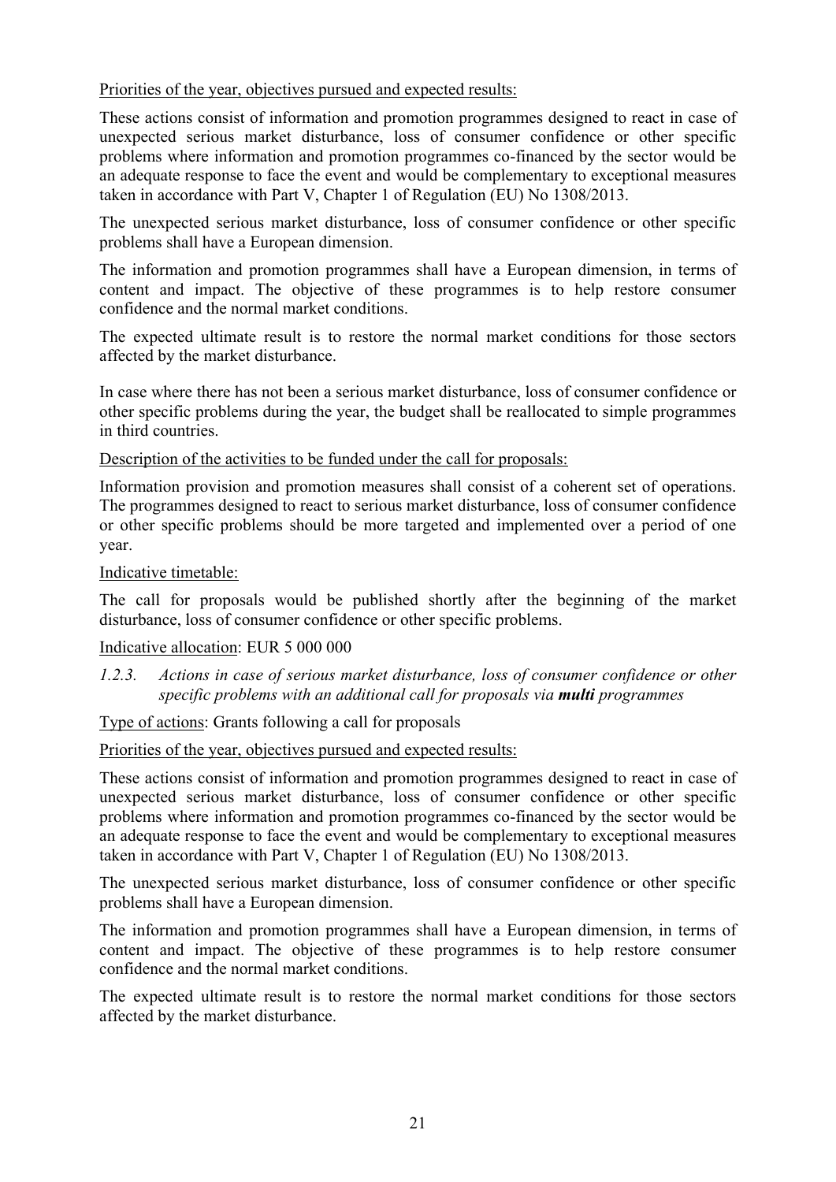Priorities of the year, objectives pursued and expected results:

These actions consist of information and promotion programmes designed to react in case of unexpected serious market disturbance, loss of consumer confidence or other specific problems where information and promotion programmes co-financed by the sector would be an adequate response to face the event and would be complementary to exceptional measures taken in accordance with Part V, Chapter 1 of Regulation (EU) No 1308/2013.

The unexpected serious market disturbance, loss of consumer confidence or other specific problems shall have a European dimension.

The information and promotion programmes shall have a European dimension, in terms of content and impact. The objective of these programmes is to help restore consumer confidence and the normal market conditions.

The expected ultimate result is to restore the normal market conditions for those sectors affected by the market disturbance.

In case where there has not been a serious market disturbance, loss of consumer confidence or other specific problems during the year, the budget shall be reallocated to simple programmes in third countries.

Description of the activities to be funded under the call for proposals:

Information provision and promotion measures shall consist of a coherent set of operations. The programmes designed to react to serious market disturbance, loss of consumer confidence or other specific problems should be more targeted and implemented over a period of one year.

Indicative timetable:

The call for proposals would be published shortly after the beginning of the market disturbance, loss of consumer confidence or other specific problems.

Indicative allocation: EUR 5 000 000

### *1.2.3. Actions in case of serious market disturbance, loss of consumer confidence or other specific problems with an additional call for proposals via **multi** programmes*

Type of actions: Grants following a call for proposals

Priorities of the year, objectives pursued and expected results:

These actions consist of information and promotion programmes designed to react in case of unexpected serious market disturbance, loss of consumer confidence or other specific problems where information and promotion programmes co-financed by the sector would be an adequate response to face the event and would be complementary to exceptional measures taken in accordance with Part V, Chapter 1 of Regulation (EU) No 1308/2013.

The unexpected serious market disturbance, loss of consumer confidence or other specific problems shall have a European dimension.

The information and promotion programmes shall have a European dimension, in terms of content and impact. The objective of these programmes is to help restore consumer confidence and the normal market conditions.

The expected ultimate result is to restore the normal market conditions for those sectors affected by the market disturbance.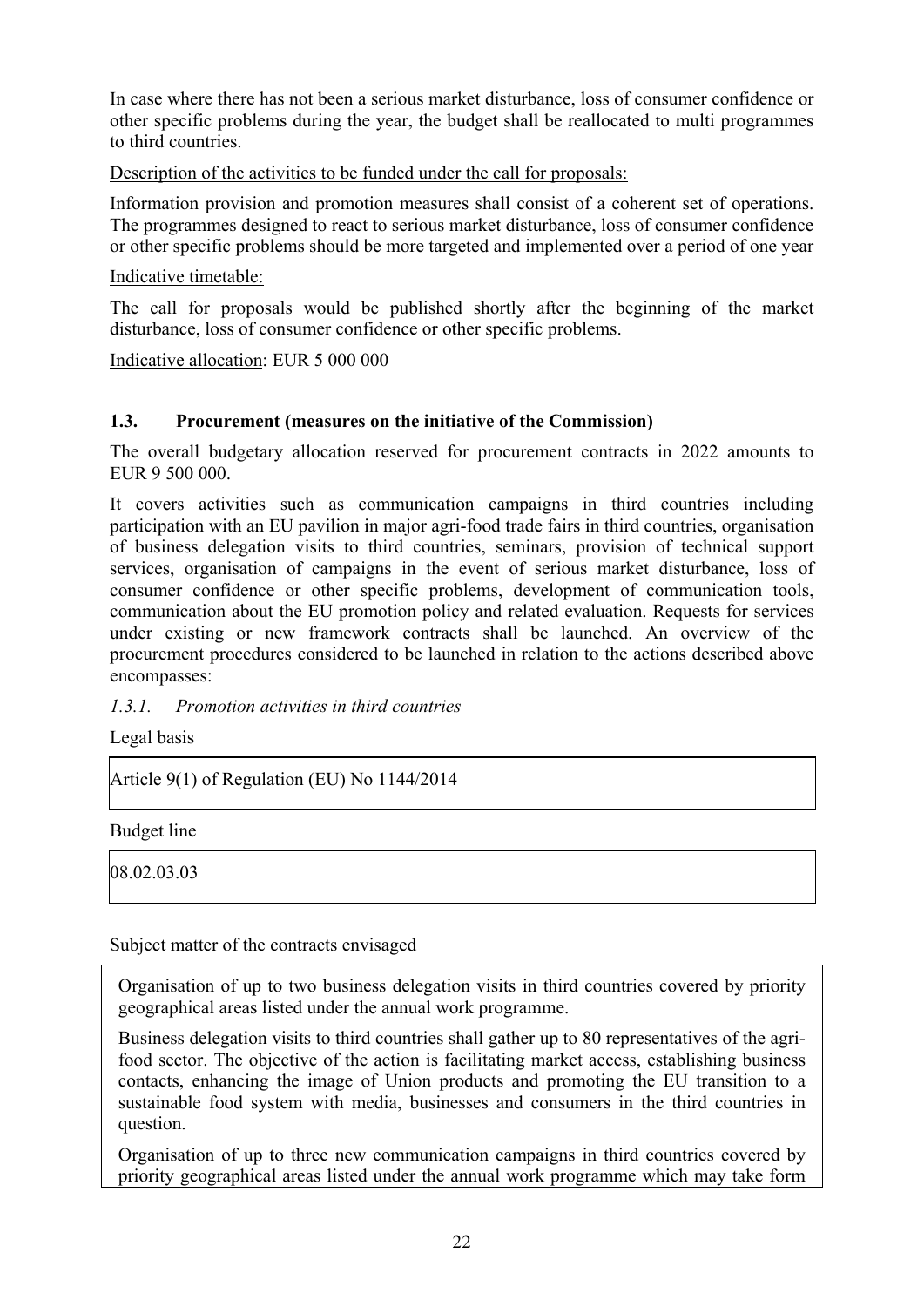In case where there has not been a serious market disturbance, loss of consumer confidence or other specific problems during the year, the budget shall be reallocated to multi programmes to third countries.

Description of the activities to be funded under the call for proposals:

Information provision and promotion measures shall consist of a coherent set of operations. The programmes designed to react to serious market disturbance, loss of consumer confidence or other specific problems should be more targeted and implemented over a period of one year

Indicative timetable:

The call for proposals would be published shortly after the beginning of the market disturbance, loss of consumer confidence or other specific problems.

Indicative allocation: EUR 5 000 000

### 1.3. Procurement (measures on the initiative of the Commission)

The overall budgetary allocation reserved for procurement contracts in 2022 amounts to EUR 9 500 000.

It covers activities such as communication campaigns in third countries including participation with an EU pavilion in major agri-food trade fairs in third countries, organisation of business delegation visits to third countries, seminars, provision of technical support services, organisation of campaigns in the event of serious market disturbance, loss of consumer confidence or other specific problems, development of communication tools, communication about the EU promotion policy and related evaluation. Requests for services under existing or new framework contracts shall be launched. An overview of the procurement procedures considered to be launched in relation to the actions described above encompasses:

#### *1.3.1. Promotion activities in third countries*

Legal basis

| Article 9(1) of Regulation (EU) No 1144/2014 |
|---|

Budget line

| 08.02.03.03 |
|---|

Subject matter of the contracts envisaged

Organisation of up to two business delegation visits in third countries covered by priority geographical areas listed under the annual work programme.

Business delegation visits to third countries shall gather up to 80 representatives of the agri-food sector. The objective of the action is facilitating market access, establishing business contacts, enhancing the image of Union products and promoting the EU transition to a sustainable food system with media, businesses and consumers in the third countries in question.

Organisation of up to three new communication campaigns in third countries covered by priority geographical areas listed under the annual work programme which may take form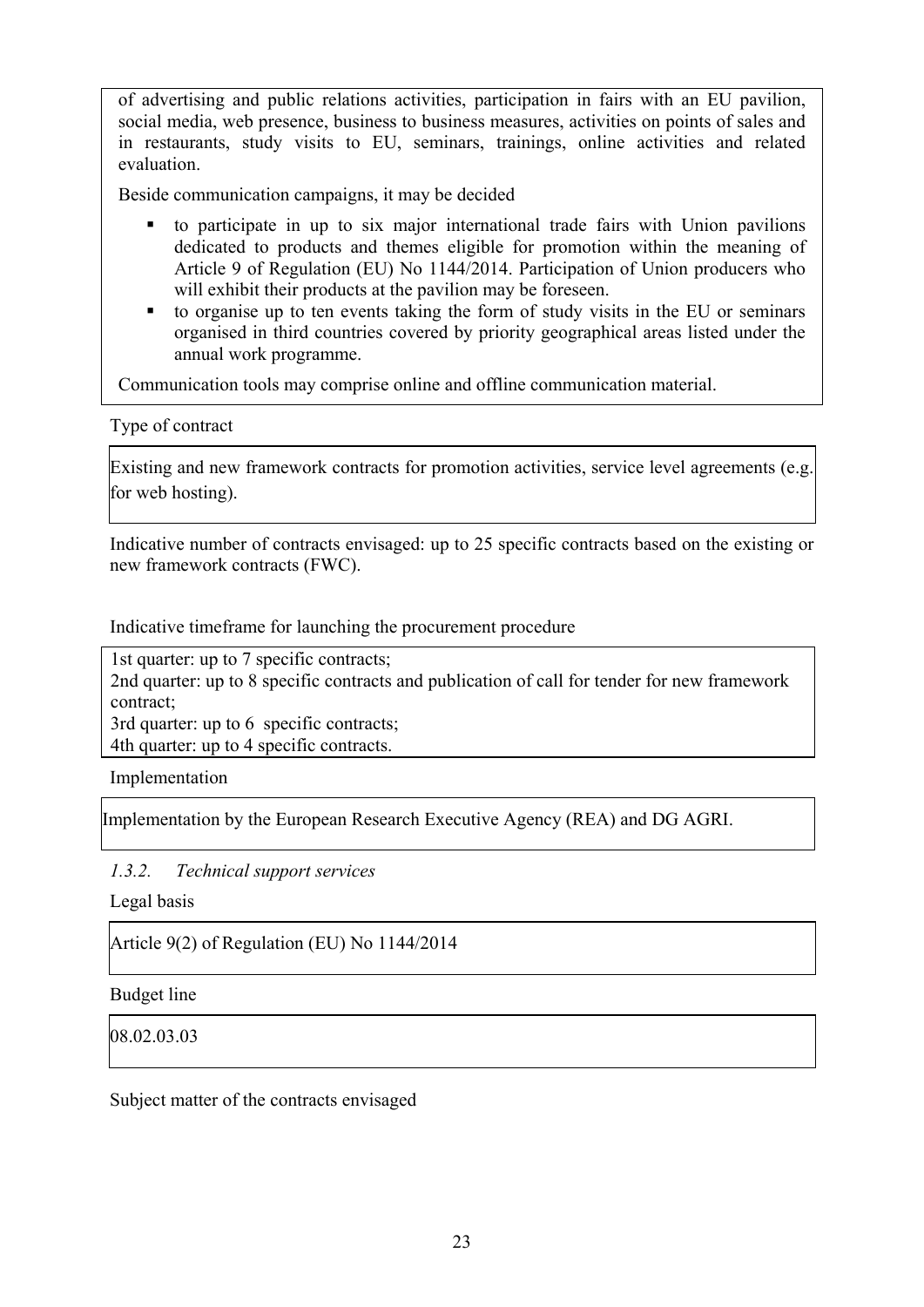of advertising and public relations activities, participation in fairs with an EU pavilion, social media, web presence, business to business measures, activities on points of sales and in restaurants, study visits to EU, seminars, trainings, online activities and related evaluation.

Beside communication campaigns, it may be decided

- to participate in up to six major international trade fairs with Union pavilions dedicated to products and themes eligible for promotion within the meaning of Article 9 of Regulation (EU) No 1144/2014. Participation of Union producers who will exhibit their products at the pavilion may be foreseen.
- to organise up to ten events taking the form of study visits in the EU or seminars organised in third countries covered by priority geographical areas listed under the annual work programme.

Communication tools may comprise online and offline communication material.

Type of contract

Existing and new framework contracts for promotion activities, service level agreements (e.g. for web hosting).

Indicative number of contracts envisaged: up to 25 specific contracts based on the existing or new framework contracts (FWC).

Indicative timeframe for launching the procurement procedure

1st quarter: up to 7 specific contracts;
2nd quarter: up to 8 specific contracts and publication of call for tender for new framework contract;
3rd quarter: up to 6 specific contracts;
4th quarter: up to 4 specific contracts.

Implementation

Implementation by the European Research Executive Agency (REA) and DG AGRI.

### *1.3.2. Technical support services*

Legal basis

Article 9(2) of Regulation (EU) No 1144/2014

Budget line

08.02.03.03

Subject matter of the contracts envisaged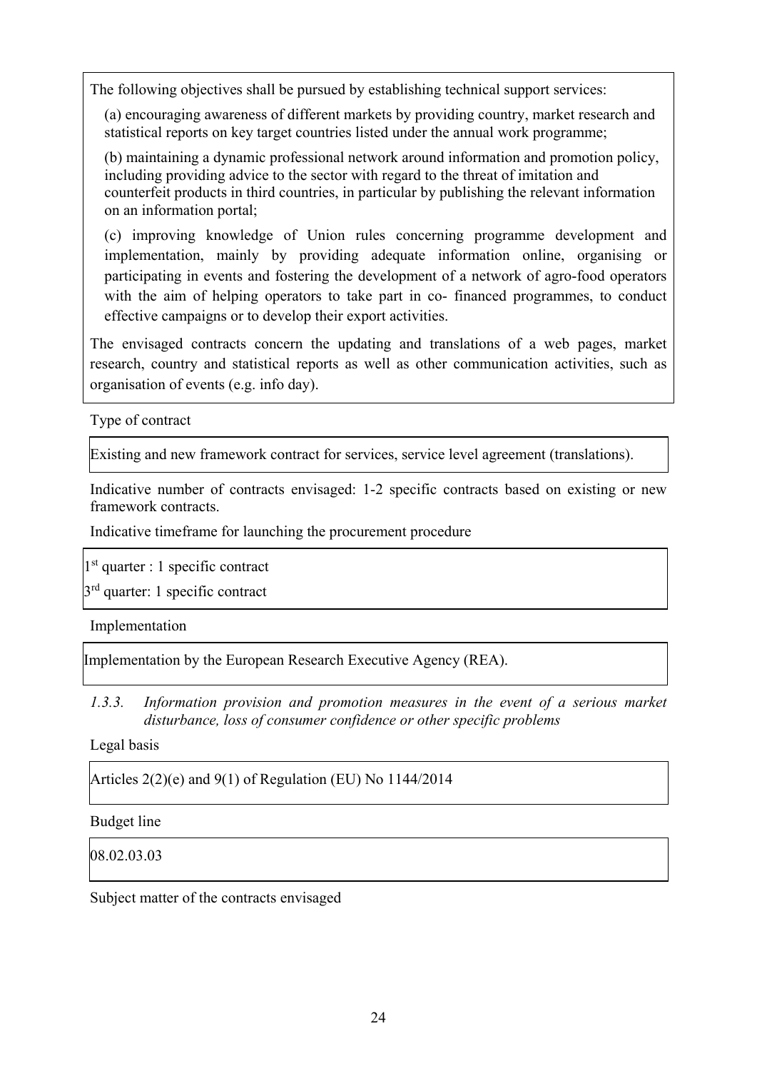The following objectives shall be pursued by establishing technical support services:

(a) encouraging awareness of different markets by providing country, market research and statistical reports on key target countries listed under the annual work programme;

(b) maintaining a dynamic professional network around information and promotion policy, including providing advice to the sector with regard to the threat of imitation and counterfeit products in third countries, in particular by publishing the relevant information on an information portal;

(c) improving knowledge of Union rules concerning programme development and implementation, mainly by providing adequate information online, organising or participating in events and fostering the development of a network of agro-food operators with the aim of helping operators to take part in co- financed programmes, to conduct effective campaigns or to develop their export activities.

The envisaged contracts concern the updating and translations of a web pages, market research, country and statistical reports as well as other communication activities, such as organisation of events (e.g. info day).

Type of contract

Existing and new framework contract for services, service level agreement (translations).

Indicative number of contracts envisaged: 1-2 specific contracts based on existing or new framework contracts.

Indicative timeframe for launching the procurement procedure

1st quarter : 1 specific contract

3rd quarter: 1 specific contract

Implementation

Implementation by the European Research Executive Agency (REA).

*1.3.3. Information provision and promotion measures in the event of a serious market disturbance, loss of consumer confidence or other specific problems*

Legal basis

Articles 2(2)(e) and 9(1) of Regulation (EU) No 1144/2014

Budget line

08.02.03.03

Subject matter of the contracts envisaged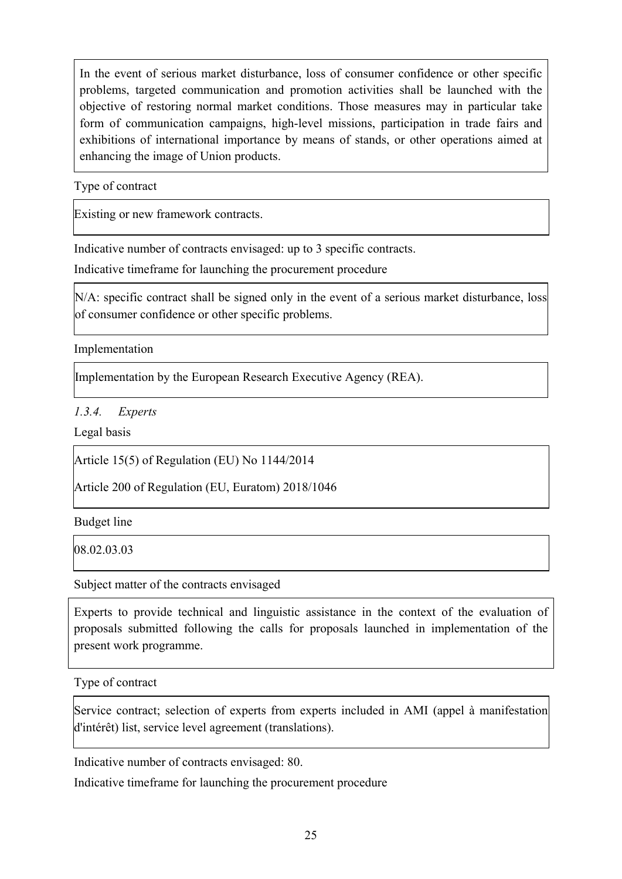In the event of serious market disturbance, loss of consumer confidence or other specific problems, targeted communication and promotion activities shall be launched with the objective of restoring normal market conditions. Those measures may in particular take form of communication campaigns, high-level missions, participation in trade fairs and exhibitions of international importance by means of stands, or other operations aimed at enhancing the image of Union products.

Type of contract

Existing or new framework contracts.

Indicative number of contracts envisaged: up to 3 specific contracts.

Indicative timeframe for launching the procurement procedure

N/A: specific contract shall be signed only in the event of a serious market disturbance, loss of consumer confidence or other specific problems.

Implementation

Implementation by the European Research Executive Agency (REA).

### *1.3.4. Experts*

Legal basis

Article 15(5) of Regulation (EU) No 1144/2014

Article 200 of Regulation (EU, Euratom) 2018/1046

Budget line

08.02.03.03

Subject matter of the contracts envisaged

Experts to provide technical and linguistic assistance in the context of the evaluation of proposals submitted following the calls for proposals launched in implementation of the present work programme.

Type of contract

Service contract; selection of experts from experts included in AMI (appel à manifestation d'intérêt) list, service level agreement (translations).

Indicative number of contracts envisaged: 80.

Indicative timeframe for launching the procurement procedure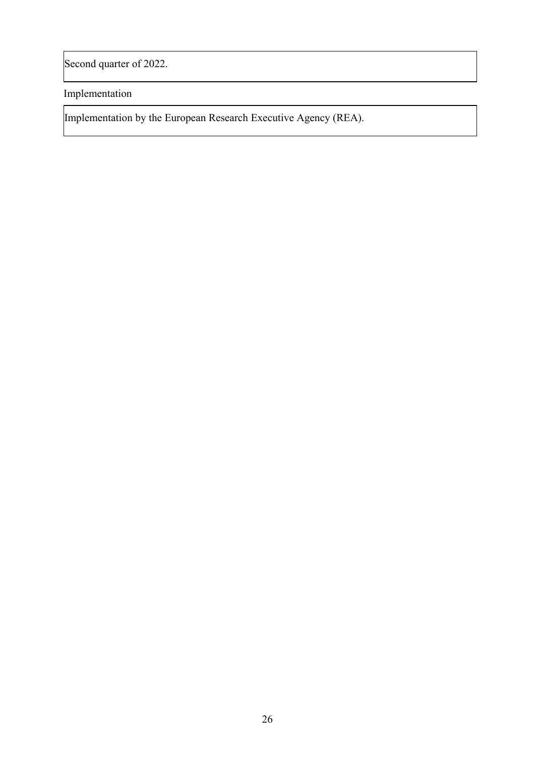| Second quarter of 2022. |
| --- |

Implementation

| Implementation by the European Research Executive Agency (REA). |
| --- |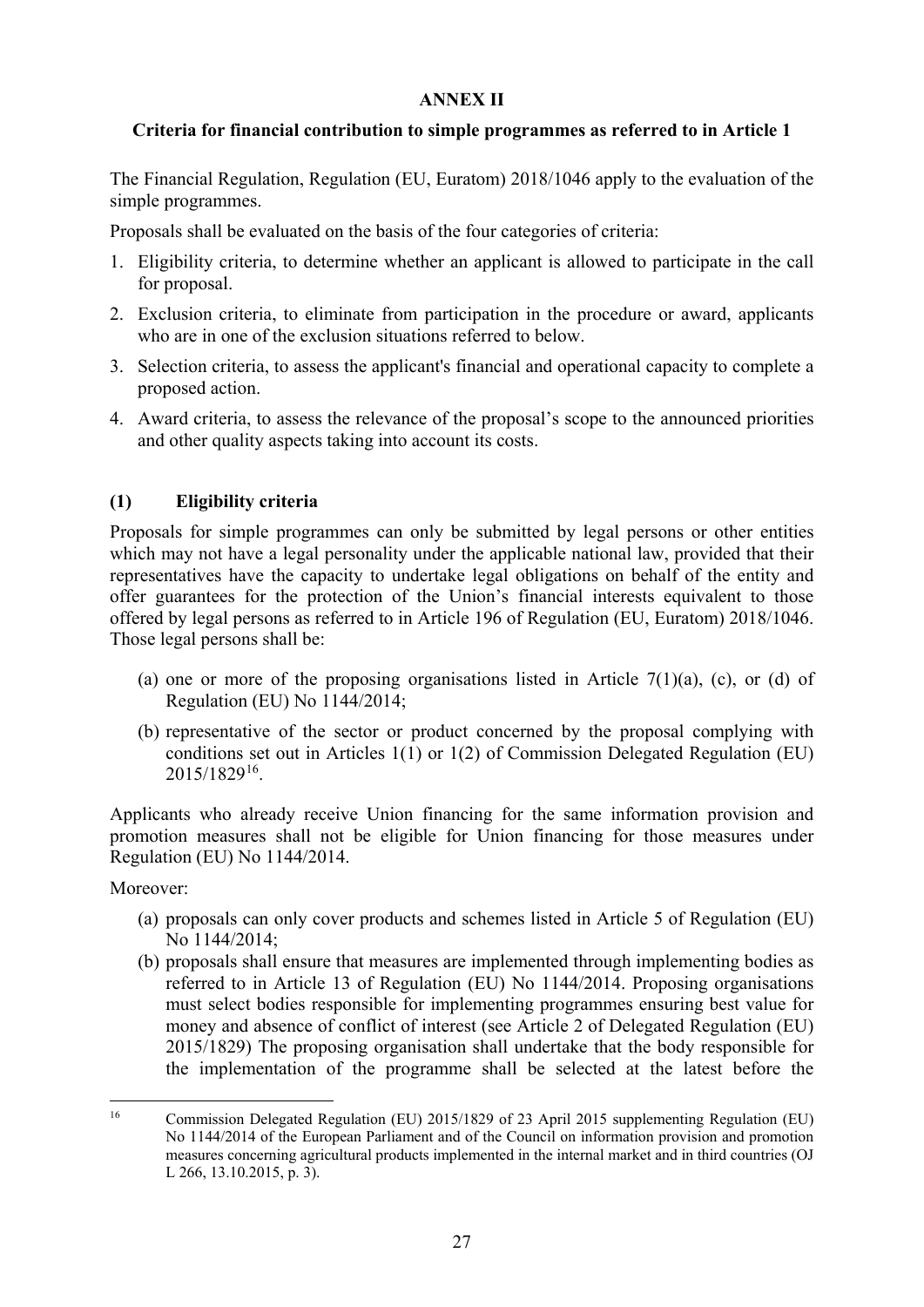**ANNEX II**

**Criteria for financial contribution to simple programmes as referred to in Article 1**

The Financial Regulation, Regulation (EU, Euratom) 2018/1046 apply to the evaluation of the simple programmes.

Proposals shall be evaluated on the basis of the four categories of criteria:

1. Eligibility criteria, to determine whether an applicant is allowed to participate in the call for proposal.
2. Exclusion criteria, to eliminate from participation in the procedure or award, applicants who are in one of the exclusion situations referred to below.
3. Selection criteria, to assess the applicant's financial and operational capacity to complete a proposed action.
4. Award criteria, to assess the relevance of the proposal's scope to the announced priorities and other quality aspects taking into account its costs.

### (1) Eligibility criteria

Proposals for simple programmes can only be submitted by legal persons or other entities which may not have a legal personality under the applicable national law, provided that their representatives have the capacity to undertake legal obligations on behalf of the entity and offer guarantees for the protection of the Union's financial interests equivalent to those offered by legal persons as referred to in Article 196 of Regulation (EU, Euratom) 2018/1046. Those legal persons shall be:

(a) one or more of the proposing organisations listed in Article 7(1)(a), (c), or (d) of Regulation (EU) No 1144/2014;

(b) representative of the sector or product concerned by the proposal complying with conditions set out in Articles 1(1) or 1(2) of Commission Delegated Regulation (EU) 2015/1829[16].

Applicants who already receive Union financing for the same information provision and promotion measures shall not be eligible for Union financing for those measures under Regulation (EU) No 1144/2014.

Moreover:

(a) proposals can only cover products and schemes listed in Article 5 of Regulation (EU) No 1144/2014;

(b) proposals shall ensure that measures are implemented through implementing bodies as referred to in Article 13 of Regulation (EU) No 1144/2014. Proposing organisations must select bodies responsible for implementing programmes ensuring best value for money and absence of conflict of interest (see Article 2 of Delegated Regulation (EU) 2015/1829) The proposing organisation shall undertake that the body responsible for the implementation of the programme shall be selected at the latest before the

[16] Commission Delegated Regulation (EU) 2015/1829 of 23 April 2015 supplementing Regulation (EU) No 1144/2014 of the European Parliament and of the Council on information provision and promotion measures concerning agricultural products implemented in the internal market and in third countries (OJ L 266, 13.10.2015, p. 3).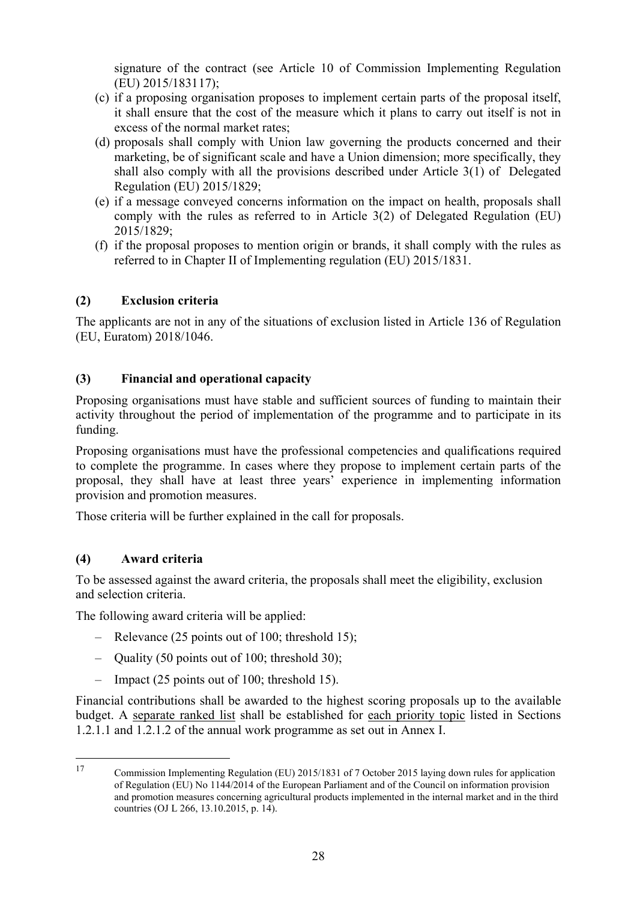signature of the contract (see Article 10 of Commission Implementing Regulation (EU) 2015/1831[17]);

(c) if a proposing organisation proposes to implement certain parts of the proposal itself, it shall ensure that the cost of the measure which it plans to carry out itself is not in excess of the normal market rates;

(d) proposals shall comply with Union law governing the products concerned and their marketing, be of significant scale and have a Union dimension; more specifically, they shall also comply with all the provisions described under Article 3(1) of Delegated Regulation (EU) 2015/1829;

(e) if a message conveyed concerns information on the impact on health, proposals shall comply with the rules as referred to in Article 3(2) of Delegated Regulation (EU) 2015/1829;

(f) if the proposal proposes to mention origin or brands, it shall comply with the rules as referred to in Chapter II of Implementing regulation (EU) 2015/1831.

### (2) Exclusion criteria

The applicants are not in any of the situations of exclusion listed in Article 136 of Regulation (EU, Euratom) 2018/1046.

### (3) Financial and operational capacity

Proposing organisations must have stable and sufficient sources of funding to maintain their activity throughout the period of implementation of the programme and to participate in its funding.

Proposing organisations must have the professional competencies and qualifications required to complete the programme. In cases where they propose to implement certain parts of the proposal, they shall have at least three years' experience in implementing information provision and promotion measures.

Those criteria will be further explained in the call for proposals.

### (4) Award criteria

To be assessed against the award criteria, the proposals shall meet the eligibility, exclusion and selection criteria.

The following award criteria will be applied:

- Relevance (25 points out of 100; threshold 15);
- Quality (50 points out of 100; threshold 30);
- Impact (25 points out of 100; threshold 15).

Financial contributions shall be awarded to the highest scoring proposals up to the available budget. A separate ranked list shall be established for each priority topic listed in Sections 1.2.1.1 and 1.2.1.2 of the annual work programme as set out in Annex I.

---

[17] Commission Implementing Regulation (EU) 2015/1831 of 7 October 2015 laying down rules for application of Regulation (EU) No 1144/2014 of the European Parliament and of the Council on information provision and promotion measures concerning agricultural products implemented in the internal market and in the third countries (OJ L 266, 13.10.2015, p. 14).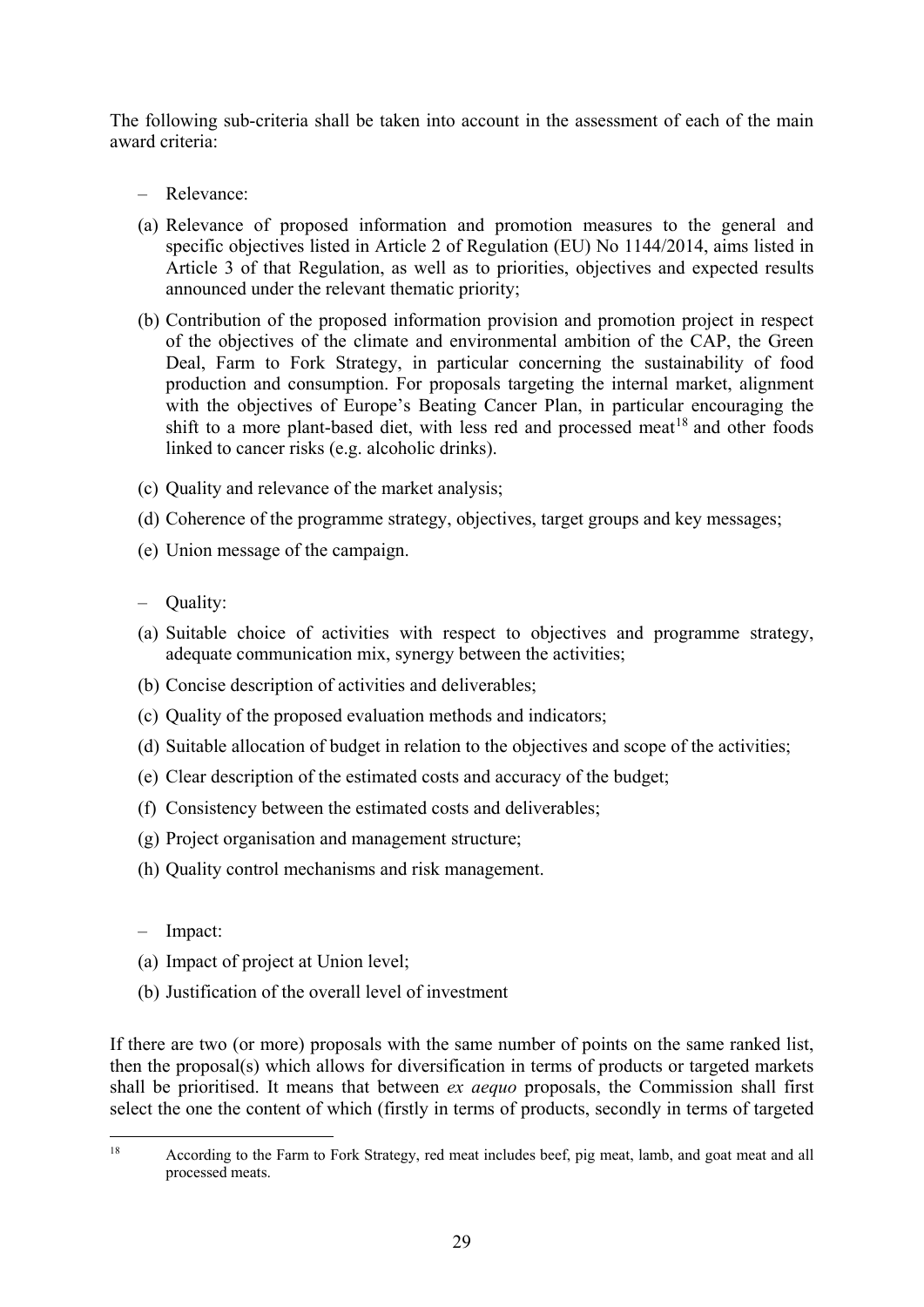The following sub-criteria shall be taken into account in the assessment of each of the main award criteria:

– Relevance:

(a) Relevance of proposed information and promotion measures to the general and specific objectives listed in Article 2 of Regulation (EU) No 1144/2014, aims listed in Article 3 of that Regulation, as well as to priorities, objectives and expected results announced under the relevant thematic priority;

(b) Contribution of the proposed information provision and promotion project in respect of the objectives of the climate and environmental ambition of the CAP, the Green Deal, Farm to Fork Strategy, in particular concerning the sustainability of food production and consumption. For proposals targeting the internal market, alignment with the objectives of Europe's Beating Cancer Plan, in particular encouraging the shift to a more plant-based diet, with less red and processed meat[18] and other foods linked to cancer risks (e.g. alcoholic drinks).

(c) Quality and relevance of the market analysis;

(d) Coherence of the programme strategy, objectives, target groups and key messages;

(e) Union message of the campaign.

– Quality:

(a) Suitable choice of activities with respect to objectives and programme strategy, adequate communication mix, synergy between the activities;

(b) Concise description of activities and deliverables;

(c) Quality of the proposed evaluation methods and indicators;

(d) Suitable allocation of budget in relation to the objectives and scope of the activities;

(e) Clear description of the estimated costs and accuracy of the budget;

(f) Consistency between the estimated costs and deliverables;

(g) Project organisation and management structure;

(h) Quality control mechanisms and risk management.

– Impact:

(a) Impact of project at Union level;

(b) Justification of the overall level of investment

If there are two (or more) proposals with the same number of points on the same ranked list, then the proposal(s) which allows for diversification in terms of products or targeted markets shall be prioritised. It means that between *ex aequo* proposals, the Commission shall first select the one the content of which (firstly in terms of products, secondly in terms of targeted

[18] According to the Farm to Fork Strategy, red meat includes beef, pig meat, lamb, and goat meat and all processed meats.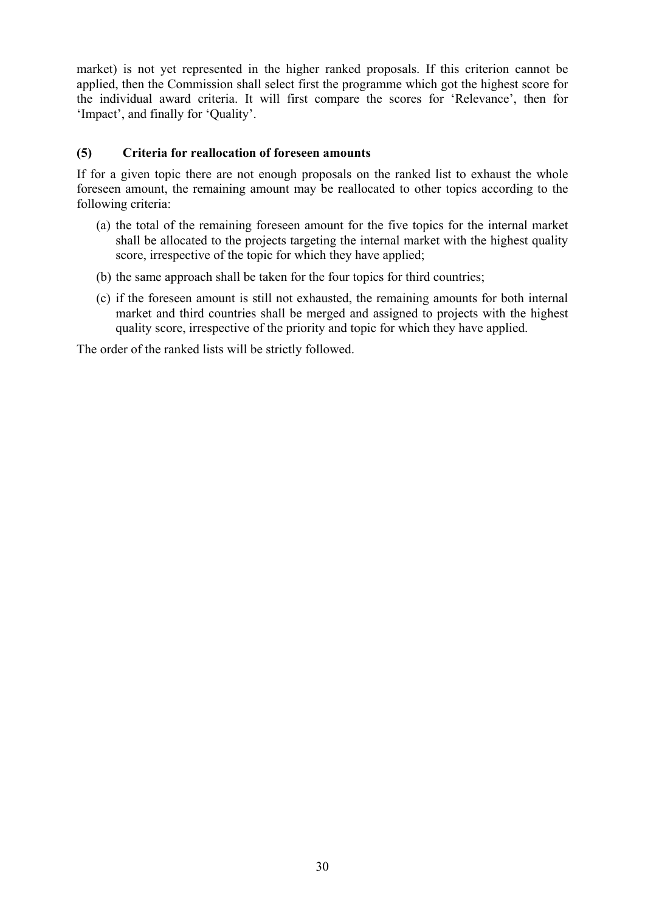market) is not yet represented in the higher ranked proposals. If this criterion cannot be applied, then the Commission shall select first the programme which got the highest score for the individual award criteria. It will first compare the scores for 'Relevance', then for 'Impact', and finally for 'Quality'.

### (5) Criteria for reallocation of foreseen amounts

If for a given topic there are not enough proposals on the ranked list to exhaust the whole foreseen amount, the remaining amount may be reallocated to other topics according to the following criteria:

(a) the total of the remaining foreseen amount for the five topics for the internal market shall be allocated to the projects targeting the internal market with the highest quality score, irrespective of the topic for which they have applied;

(b) the same approach shall be taken for the four topics for third countries;

(c) if the foreseen amount is still not exhausted, the remaining amounts for both internal market and third countries shall be merged and assigned to projects with the highest quality score, irrespective of the priority and topic for which they have applied.

The order of the ranked lists will be strictly followed.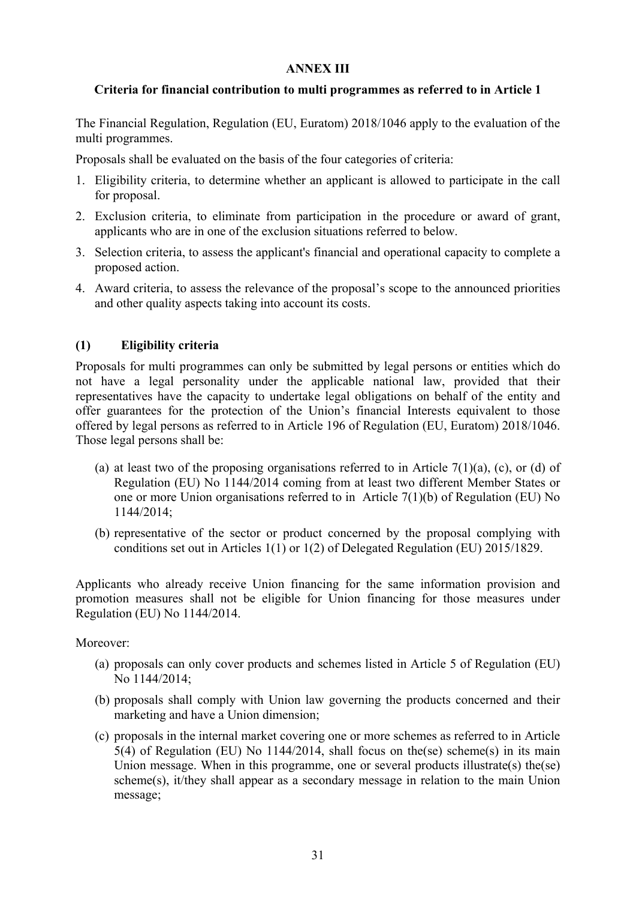# ANNEX III

## Criteria for financial contribution to multi programmes as referred to in Article 1

The Financial Regulation, Regulation (EU, Euratom) 2018/1046 apply to the evaluation of the multi programmes.

Proposals shall be evaluated on the basis of the four categories of criteria:

1. Eligibility criteria, to determine whether an applicant is allowed to participate in the call for proposal.
2. Exclusion criteria, to eliminate from participation in the procedure or award of grant, applicants who are in one of the exclusion situations referred to below.
3. Selection criteria, to assess the applicant's financial and operational capacity to complete a proposed action.
4. Award criteria, to assess the relevance of the proposal's scope to the announced priorities and other quality aspects taking into account its costs.

### (1) Eligibility criteria

Proposals for multi programmes can only be submitted by legal persons or entities which do not have a legal personality under the applicable national law, provided that their representatives have the capacity to undertake legal obligations on behalf of the entity and offer guarantees for the protection of the Union's financial Interests equivalent to those offered by legal persons as referred to in Article 196 of Regulation (EU, Euratom) 2018/1046. Those legal persons shall be:

(a) at least two of the proposing organisations referred to in Article 7(1)(a), (c), or (d) of Regulation (EU) No 1144/2014 coming from at least two different Member States or one or more Union organisations referred to in Article 7(1)(b) of Regulation (EU) No 1144/2014;

(b) representative of the sector or product concerned by the proposal complying with conditions set out in Articles 1(1) or 1(2) of Delegated Regulation (EU) 2015/1829.

Applicants who already receive Union financing for the same information provision and promotion measures shall not be eligible for Union financing for those measures under Regulation (EU) No 1144/2014.

Moreover:

(a) proposals can only cover products and schemes listed in Article 5 of Regulation (EU) No 1144/2014;

(b) proposals shall comply with Union law governing the products concerned and their marketing and have a Union dimension;

(c) proposals in the internal market covering one or more schemes as referred to in Article 5(4) of Regulation (EU) No 1144/2014, shall focus on the(se) scheme(s) in its main Union message. When in this programme, one or several products illustrate(s) the(se) scheme(s), it/they shall appear as a secondary message in relation to the main Union message;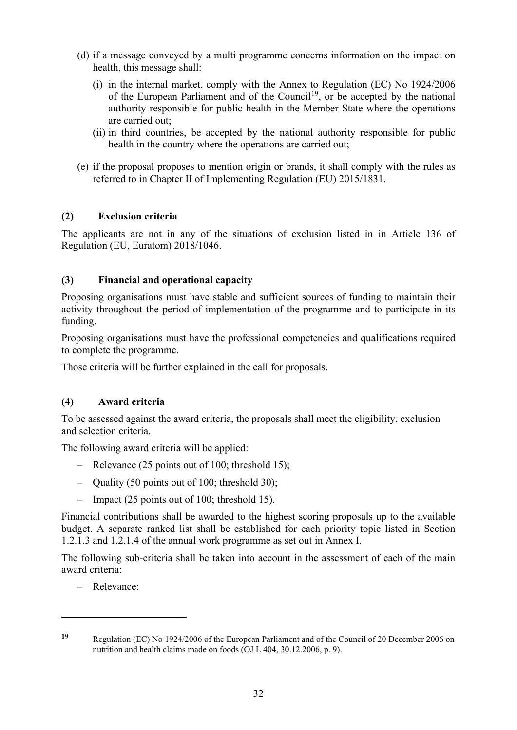(d) if a message conveyed by a multi programme concerns information on the impact on health, this message shall:

   (i) in the internal market, comply with the Annex to Regulation (EC) No 1924/2006 of the European Parliament and of the Council[19], or be accepted by the national authority responsible for public health in the Member State where the operations are carried out;

   (ii) in third countries, be accepted by the national authority responsible for public health in the country where the operations are carried out;

(e) if the proposal proposes to mention origin or brands, it shall comply with the rules as referred to in Chapter II of Implementing Regulation (EU) 2015/1831.

**(2) Exclusion criteria**

The applicants are not in any of the situations of exclusion listed in in Article 136 of Regulation (EU, Euratom) 2018/1046.

**(3) Financial and operational capacity**

Proposing organisations must have stable and sufficient sources of funding to maintain their activity throughout the period of implementation of the programme and to participate in its funding.

Proposing organisations must have the professional competencies and qualifications required to complete the programme.

Those criteria will be further explained in the call for proposals.

**(4) Award criteria**

To be assessed against the award criteria, the proposals shall meet the eligibility, exclusion and selection criteria.

The following award criteria will be applied:

- Relevance (25 points out of 100; threshold 15);
- Quality (50 points out of 100; threshold 30);
- Impact (25 points out of 100; threshold 15).

Financial contributions shall be awarded to the highest scoring proposals up to the available budget. A separate ranked list shall be established for each priority topic listed in Section 1.2.1.3 and 1.2.1.4 of the annual work programme as set out in Annex I.

The following sub-criteria shall be taken into account in the assessment of each of the main award criteria:

- Relevance:

---

[19] Regulation (EC) No 1924/2006 of the European Parliament and of the Council of 20 December 2006 on nutrition and health claims made on foods (OJ L 404, 30.12.2006, p. 9).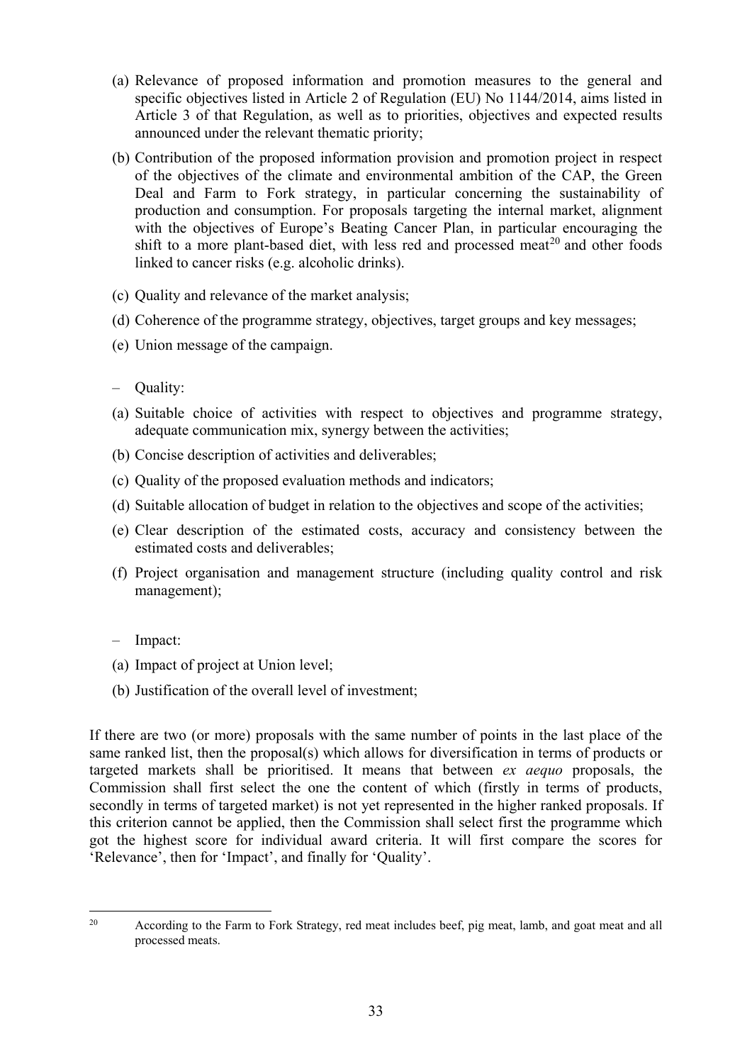(a) Relevance of proposed information and promotion measures to the general and specific objectives listed in Article 2 of Regulation (EU) No 1144/2014, aims listed in Article 3 of that Regulation, as well as to priorities, objectives and expected results announced under the relevant thematic priority;

(b) Contribution of the proposed information provision and promotion project in respect of the objectives of the climate and environmental ambition of the CAP, the Green Deal and Farm to Fork strategy, in particular concerning the sustainability of production and consumption. For proposals targeting the internal market, alignment with the objectives of Europe's Beating Cancer Plan, in particular encouraging the shift to a more plant-based diet, with less red and processed meat[20] and other foods linked to cancer risks (e.g. alcoholic drinks).

(c) Quality and relevance of the market analysis;

(d) Coherence of the programme strategy, objectives, target groups and key messages;

(e) Union message of the campaign.

– Quality:

(a) Suitable choice of activities with respect to objectives and programme strategy, adequate communication mix, synergy between the activities;

(b) Concise description of activities and deliverables;

(c) Quality of the proposed evaluation methods and indicators;

(d) Suitable allocation of budget in relation to the objectives and scope of the activities;

(e) Clear description of the estimated costs, accuracy and consistency between the estimated costs and deliverables;

(f) Project organisation and management structure (including quality control and risk management);

– Impact:

(a) Impact of project at Union level;

(b) Justification of the overall level of investment;

If there are two (or more) proposals with the same number of points in the last place of the same ranked list, then the proposal(s) which allows for diversification in terms of products or targeted markets shall be prioritised. It means that between *ex aequo* proposals, the Commission shall first select the one the content of which (firstly in terms of products, secondly in terms of targeted market) is not yet represented in the higher ranked proposals. If this criterion cannot be applied, then the Commission shall select first the programme which got the highest score for individual award criteria. It will first compare the scores for 'Relevance', then for 'Impact', and finally for 'Quality'.

[20] According to the Farm to Fork Strategy, red meat includes beef, pig meat, lamb, and goat meat and all processed meats.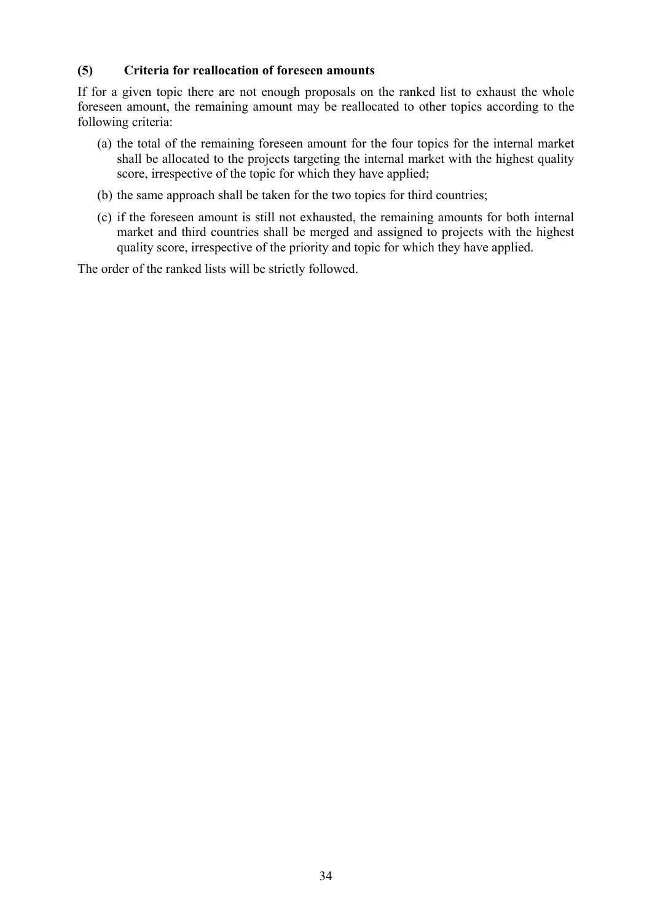### (5) Criteria for reallocation of foreseen amounts

If for a given topic there are not enough proposals on the ranked list to exhaust the whole foreseen amount, the remaining amount may be reallocated to other topics according to the following criteria:

(a) the total of the remaining foreseen amount for the four topics for the internal market shall be allocated to the projects targeting the internal market with the highest quality score, irrespective of the topic for which they have applied;

(b) the same approach shall be taken for the two topics for third countries;

(c) if the foreseen amount is still not exhausted, the remaining amounts for both internal market and third countries shall be merged and assigned to projects with the highest quality score, irrespective of the priority and topic for which they have applied.

The order of the ranked lists will be strictly followed.